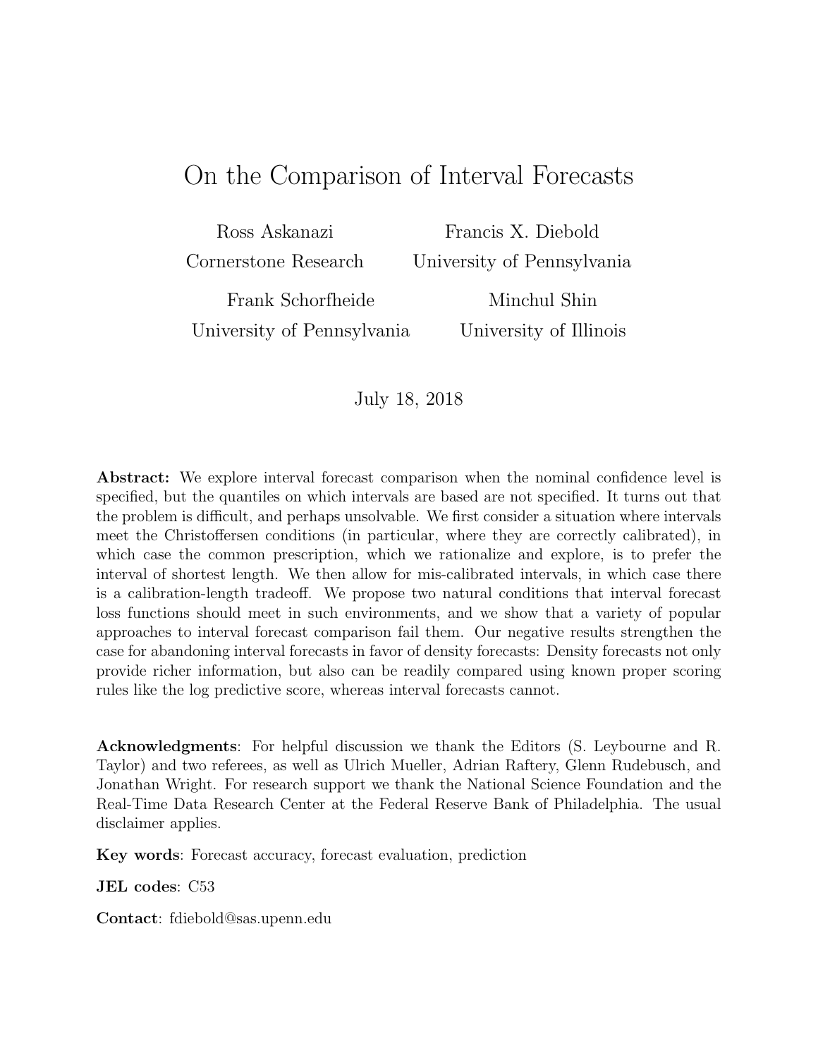# On the Comparison of Interval Forecasts

Ross Askanazi
Cornerstone Research

Francis X. Diebold
University of Pennsylvania

Frank Schorfheide
University of Pennsylvania

Minchul Shin
University of Illinois

July 18, 2018

**Abstract:** We explore interval forecast comparison when the nominal confidence level is specified, but the quantiles on which intervals are based are not specified. It turns out that the problem is difficult, and perhaps unsolvable. We first consider a situation where intervals meet the Christoffersen conditions (in particular, where they are correctly calibrated), in which case the common prescription, which we rationalize and explore, is to prefer the interval of shortest length. We then allow for mis-calibrated intervals, in which case there is a calibration-length tradeoff. We propose two natural conditions that interval forecast loss functions should meet in such environments, and we show that a variety of popular approaches to interval forecast comparison fail them. Our negative results strengthen the case for abandoning interval forecasts in favor of density forecasts: Density forecasts not only provide richer information, but also can be readily compared using known proper scoring rules like the log predictive score, whereas interval forecasts cannot.

**Acknowledgments**: For helpful discussion we thank the Editors (S. Leybourne and R. Taylor) and two referees, as well as Ulrich Mueller, Adrian Raftery, Glenn Rudebusch, and Jonathan Wright. For research support we thank the National Science Foundation and the Real-Time Data Research Center at the Federal Reserve Bank of Philadelphia. The usual disclaimer applies.

**Key words**: Forecast accuracy, forecast evaluation, prediction

**JEL codes**: C53

**Contact**: fdiebold@sas.upenn.edu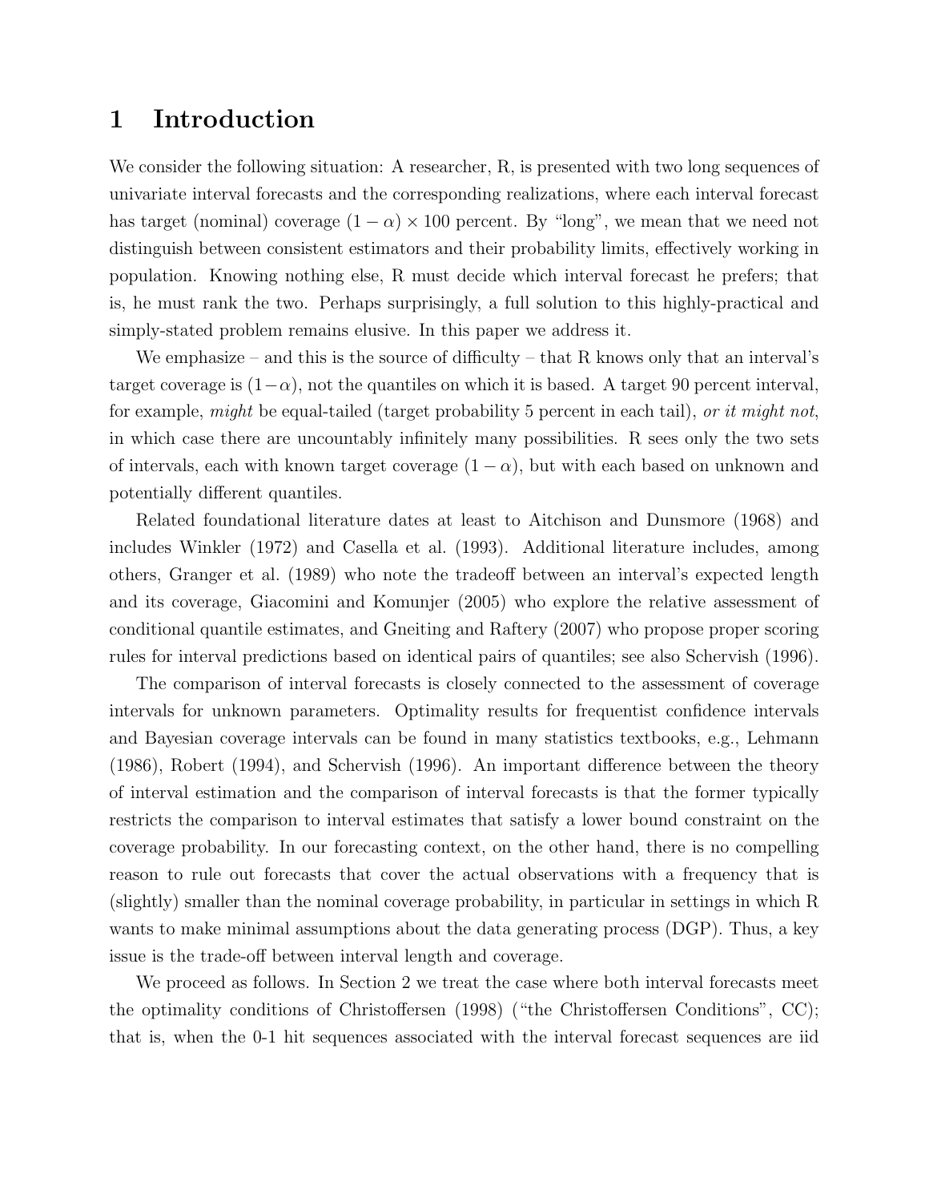# 1 Introduction

We consider the following situation: A researcher, R, is presented with two long sequences of univariate interval forecasts and the corresponding realizations, where each interval forecast has target (nominal) coverage $(1-\alpha) \times 100$ percent. By "long", we mean that we need not distinguish between consistent estimators and their probability limits, effectively working in population. Knowing nothing else, R must decide which interval forecast he prefers; that is, he must rank the two. Perhaps surprisingly, a full solution to this highly-practical and simply-stated problem remains elusive. In this paper we address it.

We emphasize – and this is the source of difficulty – that R knows only that an interval's target coverage is $(1-\alpha)$, not the quantiles on which it is based. A target 90 percent interval, for example, *might* be equal-tailed (target probability 5 percent in each tail), *or it might not*, in which case there are uncountably infinitely many possibilities. R sees only the two sets of intervals, each with known target coverage $(1-\alpha)$, but with each based on unknown and potentially different quantiles.

Related foundational literature dates at least to Aitchison and Dunsmore (1968) and includes Winkler (1972) and Casella et al. (1993). Additional literature includes, among others, Granger et al. (1989) who note the tradeoff between an interval's expected length and its coverage, Giacomini and Komunjer (2005) who explore the relative assessment of conditional quantile estimates, and Gneiting and Raftery (2007) who propose proper scoring rules for interval predictions based on identical pairs of quantiles; see also Schervish (1996).

The comparison of interval forecasts is closely connected to the assessment of coverage intervals for unknown parameters. Optimality results for frequentist confidence intervals and Bayesian coverage intervals can be found in many statistics textbooks, e.g., Lehmann (1986), Robert (1994), and Schervish (1996). An important difference between the theory of interval estimation and the comparison of interval forecasts is that the former typically restricts the comparison to interval estimates that satisfy a lower bound constraint on the coverage probability. In our forecasting context, on the other hand, there is no compelling reason to rule out forecasts that cover the actual observations with a frequency that is (slightly) smaller than the nominal coverage probability, in particular in settings in which R wants to make minimal assumptions about the data generating process (DGP). Thus, a key issue is the trade-off between interval length and coverage.

We proceed as follows. In Section 2 we treat the case where both interval forecasts meet the optimality conditions of Christoffersen (1998) ("the Christoffersen Conditions", CC); that is, when the 0-1 hit sequences associated with the interval forecast sequences are iid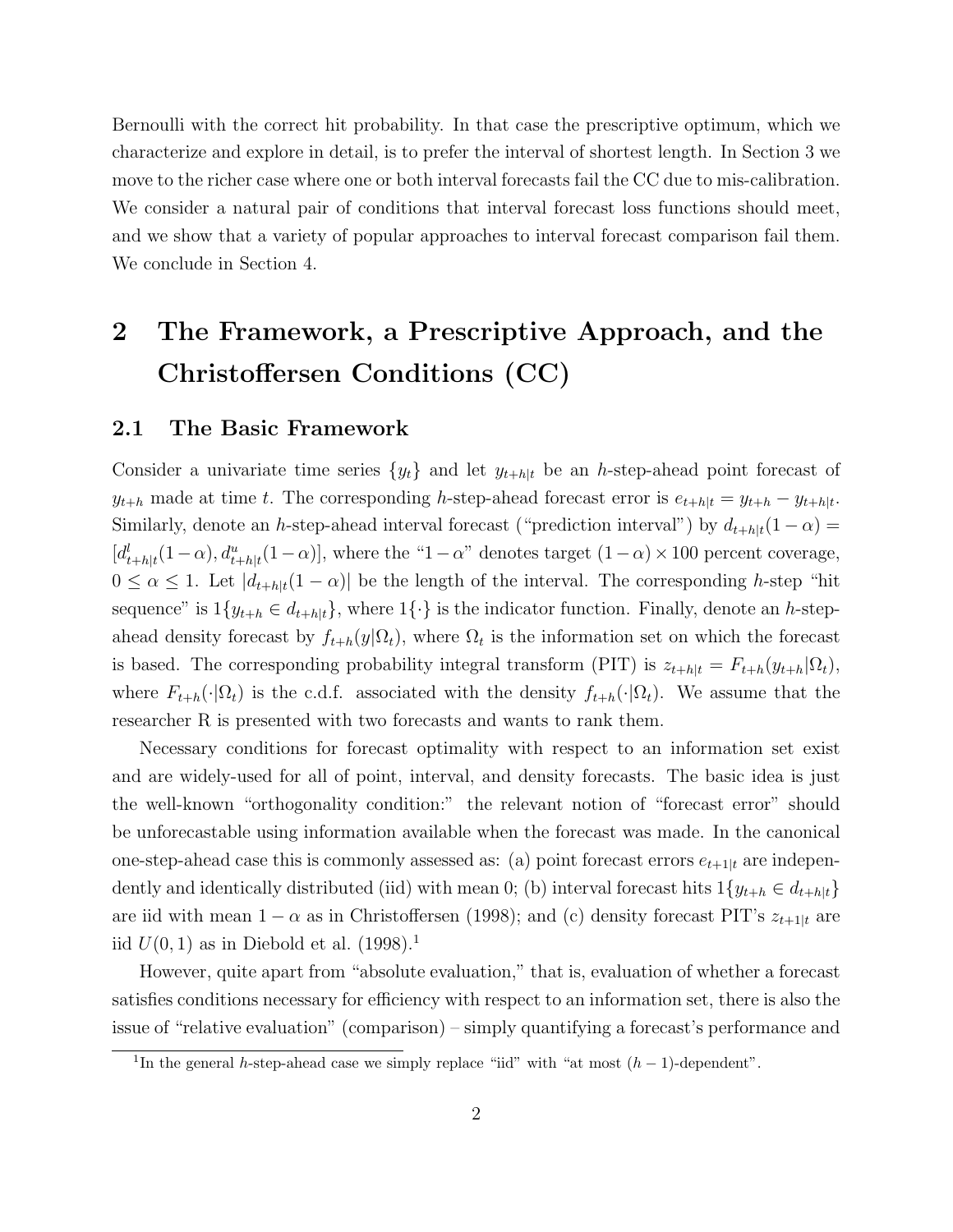Bernoulli with the correct hit probability. In that case the prescriptive optimum, which we characterize and explore in detail, is to prefer the interval of shortest length. In Section 3 we move to the richer case where one or both interval forecasts fail the CC due to mis-calibration. We consider a natural pair of conditions that interval forecast loss functions should meet, and we show that a variety of popular approaches to interval forecast comparison fail them. We conclude in Section 4.

# 2 The Framework, a Prescriptive Approach, and the Christoffersen Conditions (CC)

## 2.1 The Basic Framework

Consider a univariate time series $\{y_t\}$ and let $y_{t+h|t}$ be an $h$-step-ahead point forecast of $y_{t+h}$ made at time $t$. The corresponding $h$-step-ahead forecast error is $e_{t+h|t} = y_{t+h} - y_{t+h|t}$. Similarly, denote an $h$-step-ahead interval forecast ("prediction interval") by $d_{t+h|t}(1-\alpha) = [d^l_{t+h|t}(1-\alpha), d^u_{t+h|t}(1-\alpha)]$, where the "$1-\alpha$" denotes target $(1-\alpha) \times 100$ percent coverage, $0 \leq \alpha \leq 1$. Let $|d_{t+h|t}(1-\alpha)|$ be the length of the interval. The corresponding $h$-step "hit sequence" is $1\{y_{t+h} \in d_{t+h|t}\}$, where $1\{\cdot\}$ is the indicator function. Finally, denote an $h$-step-ahead density forecast by $f_{t+h}(y|\Omega_t)$, where $\Omega_t$ is the information set on which the forecast is based. The corresponding probability integral transform (PIT) is $z_{t+h|t} = F_{t+h}(y_{t+h}|\Omega_t)$, where $F_{t+h}(\cdot|\Omega_t)$ is the c.d.f. associated with the density $f_{t+h}(\cdot|\Omega_t)$. We assume that the researcher R is presented with two forecasts and wants to rank them.

Necessary conditions for forecast optimality with respect to an information set exist and are widely-used for all of point, interval, and density forecasts. The basic idea is just the well-known "orthogonality condition:" the relevant notion of "forecast error" should be unforecastable using information available when the forecast was made. In the canonical one-step-ahead case this is commonly assessed as: (a) point forecast errors $e_{t+1|t}$ are independently and identically distributed (iid) with mean 0; (b) interval forecast hits $1\{y_{t+h} \in d_{t+h|t}\}$ are iid with mean $1-\alpha$ as in Christoffersen (1998); and (c) density forecast PIT's $z_{t+1|t}$ are iid $U(0,1)$ as in Diebold et al. (1998).[1]

However, quite apart from "absolute evaluation," that is, evaluation of whether a forecast satisfies conditions necessary for efficiency with respect to an information set, there is also the issue of "relative evaluation" (comparison) – simply quantifying a forecast's performance and

[1] In the general $h$-step-ahead case we simply replace "iid" with "at most $(h-1)$-dependent".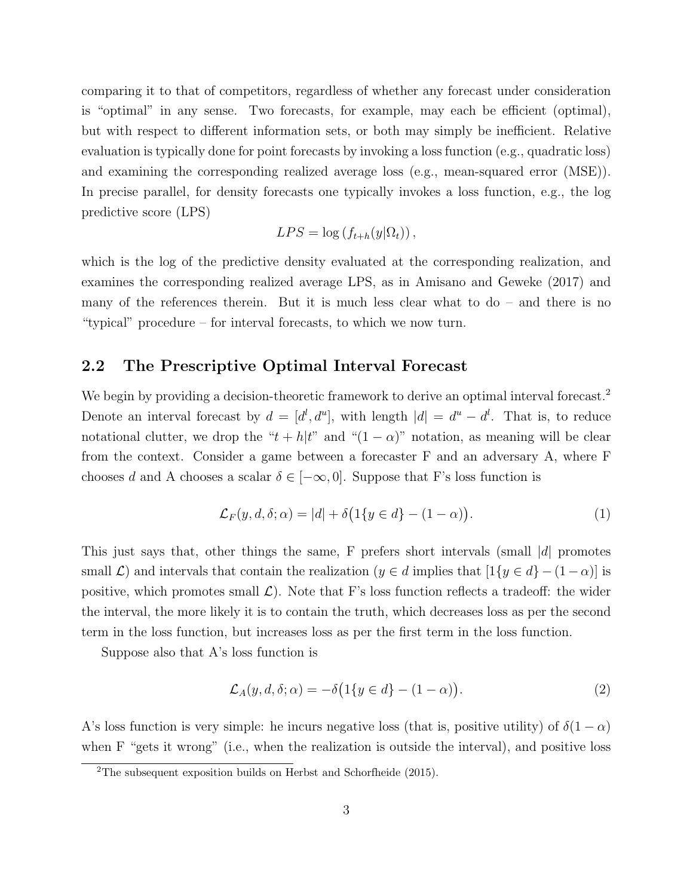comparing it to that of competitors, regardless of whether any forecast under consideration is "optimal" in any sense. Two forecasts, for example, may each be efficient (optimal), but with respect to different information sets, or both may simply be inefficient. Relative evaluation is typically done for point forecasts by invoking a loss function (e.g., quadratic loss) and examining the corresponding realized average loss (e.g., mean-squared error (MSE)). In precise parallel, for density forecasts one typically invokes a loss function, e.g., the log predictive score (LPS)

$$LPS = \log\left(f_{t+h}(y|\Omega_t)\right),$$

which is the log of the predictive density evaluated at the corresponding realization, and examines the corresponding realized average LPS, as in Amisano and Geweke (2017) and many of the references therein. But it is much less clear what to do – and there is no "typical" procedure – for interval forecasts, to which we now turn.

## 2.2 The Prescriptive Optimal Interval Forecast

We begin by providing a decision-theoretic framework to derive an optimal interval forecast.[2] Denote an interval forecast by $d = [d^l, d^u]$, with length $|d| = d^u - d^l$. That is, to reduce notational clutter, we drop the "$t+h|t$" and "$(1-\alpha)$" notation, as meaning will be clear from the context. Consider a game between a forecaster F and an adversary A, where F chooses $d$ and A chooses a scalar $\delta \in [-\infty, 0]$. Suppose that F's loss function is

$$\mathcal{L}_F(y, d, \delta; \alpha) = |d| + \delta\big(1\{y \in d\} - (1-\alpha)\big). \tag{1}$$

This just says that, other things the same, F prefers short intervals (small $|d|$ promotes small $\mathcal{L}$) and intervals that contain the realization ($y \in d$ implies that $[1\{y \in d\} - (1-\alpha)]$ is positive, which promotes small $\mathcal{L}$). Note that F's loss function reflects a tradeoff: the wider the interval, the more likely it is to contain the truth, which decreases loss as per the second term in the loss function, but increases loss as per the first term in the loss function.

Suppose also that A's loss function is

$$\mathcal{L}_A(y, d, \delta; \alpha) = -\delta\big(1\{y \in d\} - (1-\alpha)\big). \tag{2}$$

A's loss function is very simple: he incurs negative loss (that is, positive utility) of $\delta(1-\alpha)$ when F "gets it wrong" (i.e., when the realization is outside the interval), and positive loss

[2] The subsequent exposition builds on Herbst and Schorfheide (2015).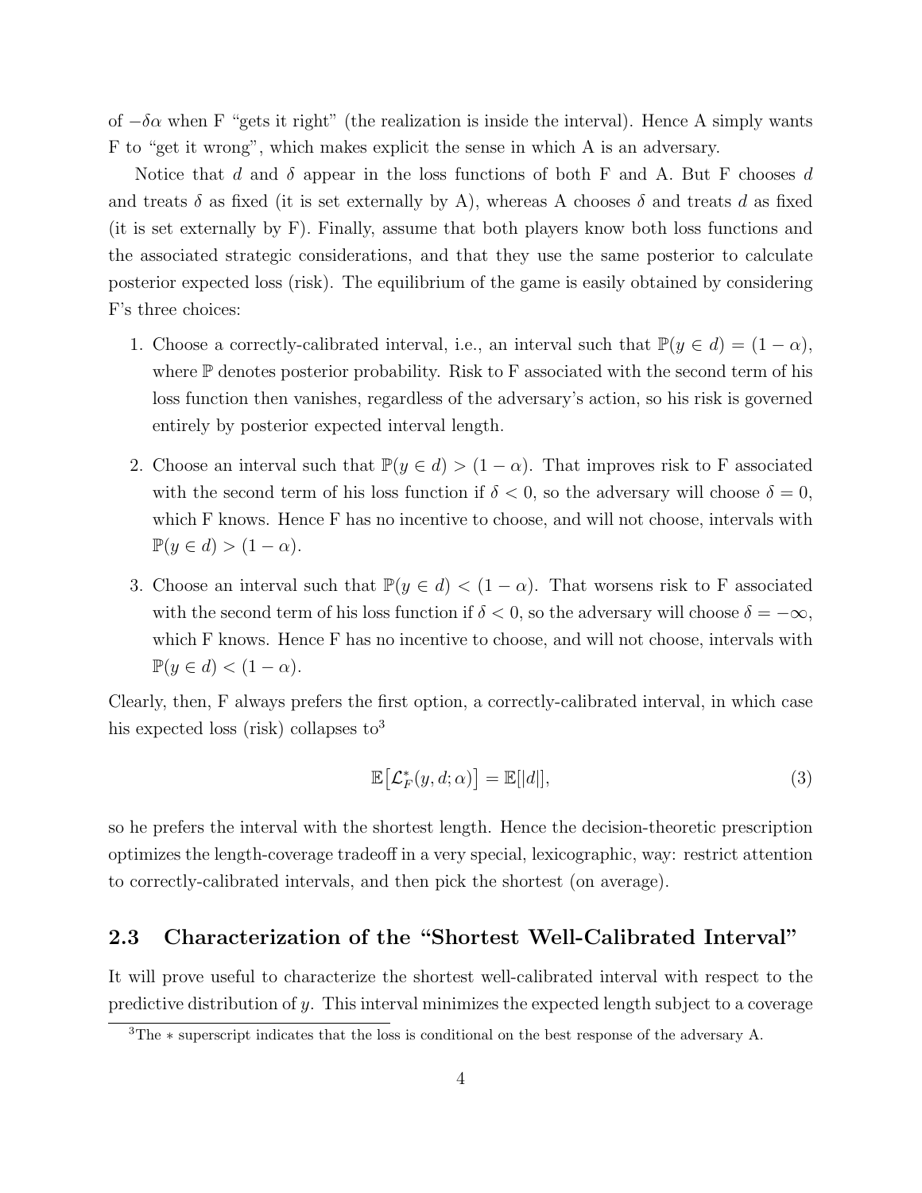of $-\delta\alpha$ when F "gets it right" (the realization is inside the interval). Hence A simply wants F to "get it wrong", which makes explicit the sense in which A is an adversary.

Notice that $d$ and $\delta$ appear in the loss functions of both F and A. But F chooses $d$ and treats $\delta$ as fixed (it is set externally by A), whereas A chooses $\delta$ and treats $d$ as fixed (it is set externally by F). Finally, assume that both players know both loss functions and the associated strategic considerations, and that they use the same posterior to calculate posterior expected loss (risk). The equilibrium of the game is easily obtained by considering F's three choices:

1. Choose a correctly-calibrated interval, i.e., an interval such that $\mathbb{P}(y \in d) = (1 - \alpha)$, where $\mathbb{P}$ denotes posterior probability. Risk to F associated with the second term of his loss function then vanishes, regardless of the adversary's action, so his risk is governed entirely by posterior expected interval length.

2. Choose an interval such that $\mathbb{P}(y \in d) > (1 - \alpha)$. That improves risk to F associated with the second term of his loss function if $\delta < 0$, so the adversary will choose $\delta = 0$, which F knows. Hence F has no incentive to choose, and will not choose, intervals with $\mathbb{P}(y \in d) > (1 - \alpha)$.

3. Choose an interval such that $\mathbb{P}(y \in d) < (1 - \alpha)$. That worsens risk to F associated with the second term of his loss function if $\delta < 0$, so the adversary will choose $\delta = -\infty$, which F knows. Hence F has no incentive to choose, and will not choose, intervals with $\mathbb{P}(y \in d) < (1 - \alpha)$.

Clearly, then, F always prefers the first option, a correctly-calibrated interval, in which case his expected loss (risk) collapses to[3]

$$\mathbb{E}\big[\mathcal{L}_F^*(y, d; \alpha)\big] = \mathbb{E}[|d|], \tag{3}$$

so he prefers the interval with the shortest length. Hence the decision-theoretic prescription optimizes the length-coverage tradeoff in a very special, lexicographic, way: restrict attention to correctly-calibrated intervals, and then pick the shortest (on average).

## 2.3 Characterization of the "Shortest Well-Calibrated Interval"

It will prove useful to characterize the shortest well-calibrated interval with respect to the predictive distribution of $y$. This interval minimizes the expected length subject to a coverage

[3] The $*$ superscript indicates that the loss is conditional on the best response of the adversary A.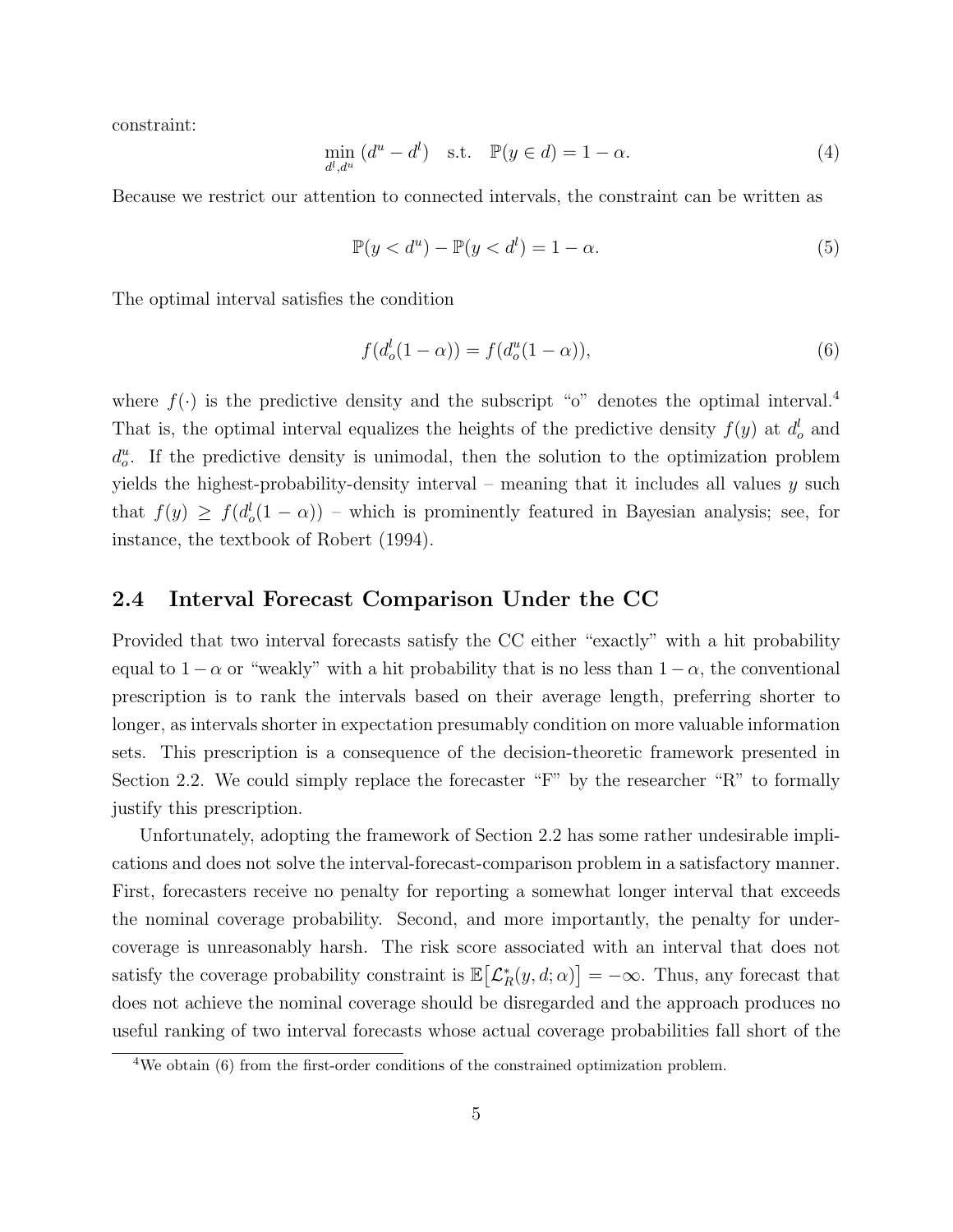constraint:

$$\min_{d^l, d^u} (d^u - d^l) \quad \text{s.t.} \quad \mathbb{P}(y \in d) = 1 - \alpha. \tag{4}$$

Because we restrict our attention to connected intervals, the constraint can be written as

$$\mathbb{P}(y < d^u) - \mathbb{P}(y < d^l) = 1 - \alpha. \tag{5}$$

The optimal interval satisfies the condition

$$f(d^l_o(1-\alpha)) = f(d^u_o(1-\alpha)), \tag{6}$$

where $f(\cdot)$ is the predictive density and the subscript "o" denotes the optimal interval.[4] That is, the optimal interval equalizes the heights of the predictive density $f(y)$ at $d^l_o$ and $d^u_o$. If the predictive density is unimodal, then the solution to the optimization problem yields the highest-probability-density interval – meaning that it includes all values $y$ such that $f(y) \geq f(d^l_o(1-\alpha))$ – which is prominently featured in Bayesian analysis; see, for instance, the textbook of Robert (1994).

## 2.4 Interval Forecast Comparison Under the CC

Provided that two interval forecasts satisfy the CC either "exactly" with a hit probability equal to $1-\alpha$ or "weakly" with a hit probability that is no less than $1-\alpha$, the conventional prescription is to rank the intervals based on their average length, preferring shorter to longer, as intervals shorter in expectation presumably condition on more valuable information sets. This prescription is a consequence of the decision-theoretic framework presented in Section 2.2. We could simply replace the forecaster "F" by the researcher "R" to formally justify this prescription.

Unfortunately, adopting the framework of Section 2.2 has some rather undesirable implications and does not solve the interval-forecast-comparison problem in a satisfactory manner. First, forecasters receive no penalty for reporting a somewhat longer interval that exceeds the nominal coverage probability. Second, and more importantly, the penalty for under-coverage is unreasonably harsh. The risk score associated with an interval that does not satisfy the coverage probability constraint is $\mathbb{E}\big[\mathcal{L}^*_R(y, d; \alpha)\big] = -\infty$. Thus, any forecast that does not achieve the nominal coverage should be disregarded and the approach produces no useful ranking of two interval forecasts whose actual coverage probabilities fall short of the

[4] We obtain (6) from the first-order conditions of the constrained optimization problem.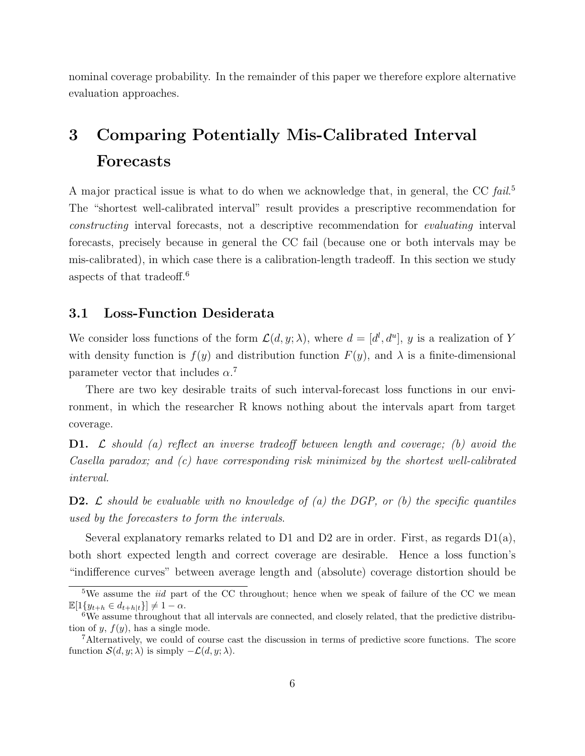nominal coverage probability. In the remainder of this paper we therefore explore alternative evaluation approaches.

# 3 Comparing Potentially Mis-Calibrated Interval Forecasts

A major practical issue is what to do when we acknowledge that, in general, the CC *fail*.[5] The "shortest well-calibrated interval" result provides a prescriptive recommendation for *constructing* interval forecasts, not a descriptive recommendation for *evaluating* interval forecasts, precisely because in general the CC fail (because one or both intervals may be mis-calibrated), in which case there is a calibration-length tradeoff. In this section we study aspects of that tradeoff.[6]

## 3.1 Loss-Function Desiderata

We consider loss functions of the form $\mathcal{L}(d, y; \lambda)$, where $d = [d^l, d^u]$, $y$ is a realization of $Y$ with density function is $f(y)$ and distribution function $F(y)$, and $\lambda$ is a finite-dimensional parameter vector that includes $\alpha$.[7]

There are two key desirable traits of such interval-forecast loss functions in our environment, in which the researcher R knows nothing about the intervals apart from target coverage.

**D1.** *$\mathcal{L}$ should (a) reflect an inverse tradeoff between length and coverage; (b) avoid the Casella paradox; and (c) have corresponding risk minimized by the shortest well-calibrated interval.*

**D2.** *$\mathcal{L}$ should be evaluable with no knowledge of (a) the DGP, or (b) the specific quantiles used by the forecasters to form the intervals.*

Several explanatory remarks related to D1 and D2 are in order. First, as regards D1(a), both short expected length and correct coverage are desirable. Hence a loss function's "indifference curves" between average length and (absolute) coverage distortion should be

---

[5] We assume the *iid* part of the CC throughout; hence when we speak of failure of the CC we mean $\mathbb{E}[1\{y_{t+h} \in d_{t+h|t}\}] \neq 1 - \alpha$.

[6] We assume throughout that all intervals are connected, and closely related, that the predictive distribution of $y$, $f(y)$, has a single mode.

[7] Alternatively, we could of course cast the discussion in terms of predictive score functions. The score function $\mathcal{S}(d, y; \lambda)$ is simply $-\mathcal{L}(d, y; \lambda)$.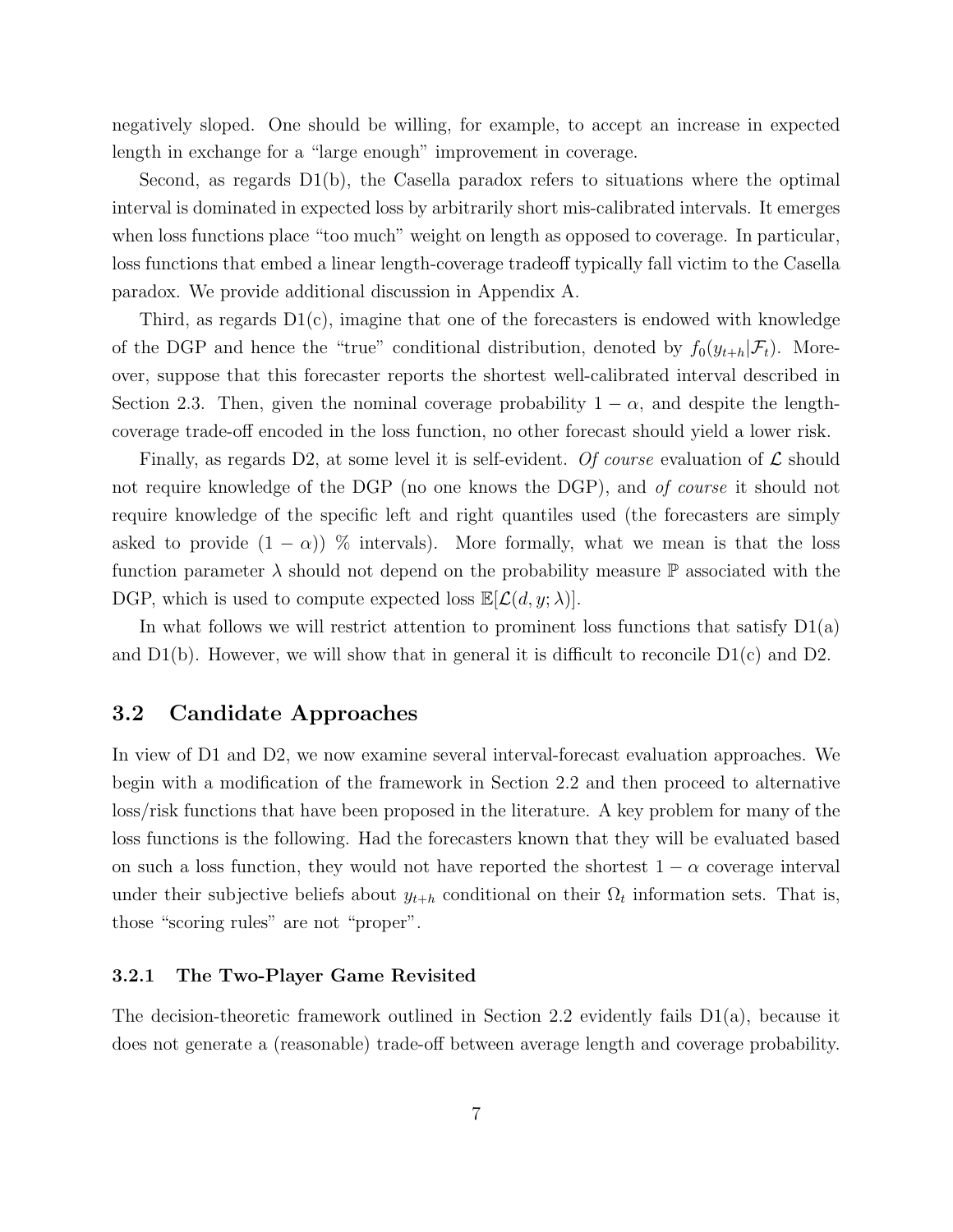negatively sloped. One should be willing, for example, to accept an increase in expected length in exchange for a "large enough" improvement in coverage.

Second, as regards D1(b), the Casella paradox refers to situations where the optimal interval is dominated in expected loss by arbitrarily short mis-calibrated intervals. It emerges when loss functions place "too much" weight on length as opposed to coverage. In particular, loss functions that embed a linear length-coverage tradeoff typically fall victim to the Casella paradox. We provide additional discussion in Appendix A.

Third, as regards D1(c), imagine that one of the forecasters is endowed with knowledge of the DGP and hence the "true" conditional distribution, denoted by $f_0(y_{t+h}|\mathcal{F}_t)$. Moreover, suppose that this forecaster reports the shortest well-calibrated interval described in Section 2.3. Then, given the nominal coverage probability $1-\alpha$, and despite the length-coverage trade-off encoded in the loss function, no other forecast should yield a lower risk.

Finally, as regards D2, at some level it is self-evident. *Of course* evaluation of $\mathcal{L}$ should not require knowledge of the DGP (no one knows the DGP), and *of course* it should not require knowledge of the specific left and right quantiles used (the forecasters are simply asked to provide $(1-\alpha)$) % intervals). More formally, what we mean is that the loss function parameter $\lambda$ should not depend on the probability measure $\mathbb{P}$ associated with the DGP, which is used to compute expected loss $\mathbb{E}[\mathcal{L}(d, y; \lambda)]$.

In what follows we will restrict attention to prominent loss functions that satisfy D1(a) and D1(b). However, we will show that in general it is difficult to reconcile D1(c) and D2.

## 3.2 Candidate Approaches

In view of D1 and D2, we now examine several interval-forecast evaluation approaches. We begin with a modification of the framework in Section 2.2 and then proceed to alternative loss/risk functions that have been proposed in the literature. A key problem for many of the loss functions is the following. Had the forecasters known that they will be evaluated based on such a loss function, they would not have reported the shortest $1-\alpha$ coverage interval under their subjective beliefs about $y_{t+h}$ conditional on their $\Omega_t$ information sets. That is, those "scoring rules" are not "proper".

### 3.2.1 The Two-Player Game Revisited

The decision-theoretic framework outlined in Section 2.2 evidently fails D1(a), because it does not generate a (reasonable) trade-off between average length and coverage probability.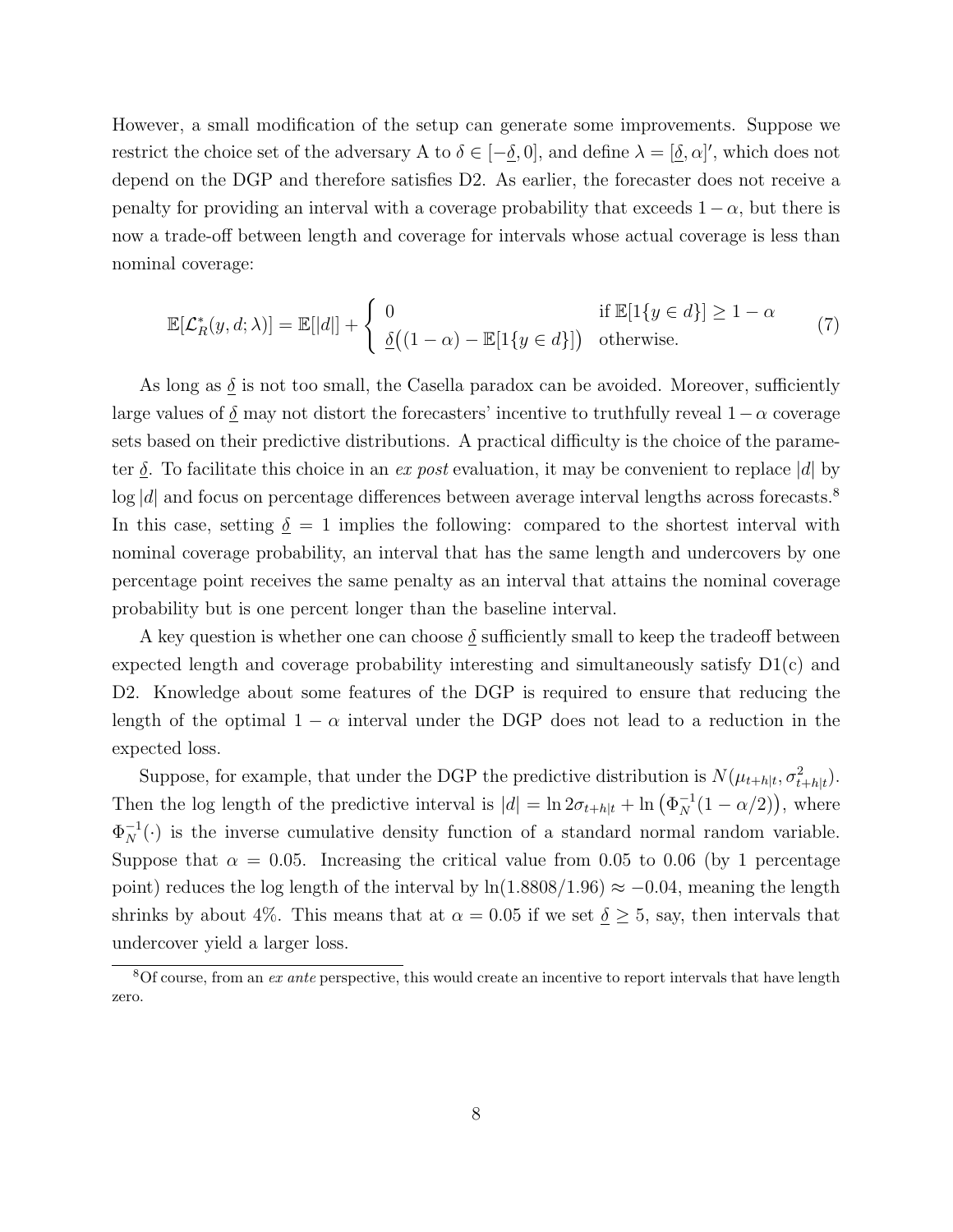However, a small modification of the setup can generate some improvements. Suppose we restrict the choice set of the adversary A to $\delta \in [-\underline{\delta}, 0]$, and define $\lambda = [\underline{\delta}, \alpha]'$, which does not depend on the DGP and therefore satisfies D2. As earlier, the forecaster does not receive a penalty for providing an interval with a coverage probability that exceeds $1-\alpha$, but there is now a trade-off between length and coverage for intervals whose actual coverage is less than nominal coverage:

$$
\mathbb{E}[\mathcal{L}_R^*(y, d; \lambda)] = \mathbb{E}[|d|] + \begin{cases} 0 & \text{if } \mathbb{E}[1\{y \in d\}] \geq 1-\alpha \\ \underline{\delta}\big((1-\alpha) - \mathbb{E}[1\{y \in d\}]\big) & \text{otherwise.} \end{cases} \tag{7}
$$

As long as $\underline{\delta}$ is not too small, the Casella paradox can be avoided. Moreover, sufficiently large values of $\underline{\delta}$ may not distort the forecasters' incentive to truthfully reveal $1-\alpha$ coverage sets based on their predictive distributions. A practical difficulty is the choice of the parameter $\underline{\delta}$. To facilitate this choice in an *ex post* evaluation, it may be convenient to replace $|d|$ by $\log |d|$ and focus on percentage differences between average interval lengths across forecasts.[8] In this case, setting $\underline{\delta} = 1$ implies the following: compared to the shortest interval with nominal coverage probability, an interval that has the same length and undercovers by one percentage point receives the same penalty as an interval that attains the nominal coverage probability but is one percent longer than the baseline interval.

A key question is whether one can choose $\underline{\delta}$ sufficiently small to keep the tradeoff between expected length and coverage probability interesting and simultaneously satisfy D1(c) and D2. Knowledge about some features of the DGP is required to ensure that reducing the length of the optimal $1-\alpha$ interval under the DGP does not lead to a reduction in the expected loss.

Suppose, for example, that under the DGP the predictive distribution is $N(\mu_{t+h|t}, \sigma^2_{t+h|t})$. Then the log length of the predictive interval is $|d| = \ln 2\sigma_{t+h|t} + \ln\big(\Phi_N^{-1}(1-\alpha/2)\big)$, where $\Phi_N^{-1}(\cdot)$ is the inverse cumulative density function of a standard normal random variable. Suppose that $\alpha = 0.05$. Increasing the critical value from 0.05 to 0.06 (by 1 percentage point) reduces the log length of the interval by $\ln(1.8808/1.96) \approx -0.04$, meaning the length shrinks by about 4%. This means that at $\alpha = 0.05$ if we set $\underline{\delta} \geq 5$, say, then intervals that undercover yield a larger loss.

[8] Of course, from an *ex ante* perspective, this would create an incentive to report intervals that have length zero.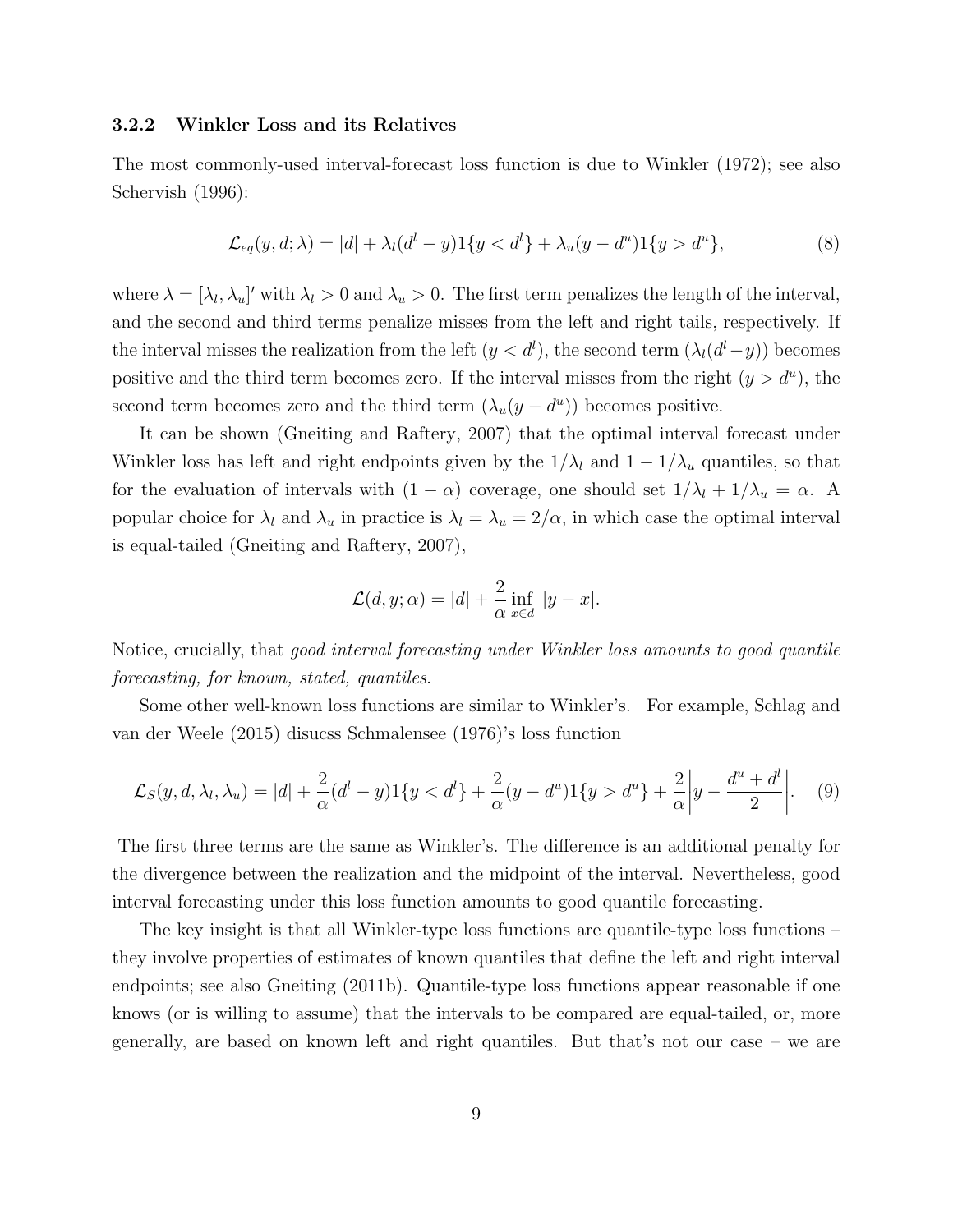### 3.2.2 Winkler Loss and its Relatives

The most commonly-used interval-forecast loss function is due to Winkler (1972); see also Schervish (1996):

$$\mathcal{L}_{eq}(y, d; \lambda) = |d| + \lambda_l(d^l - y)1\{y < d^l\} + \lambda_u(y - d^u)1\{y > d^u\}, \tag{8}$$

where $\lambda = [\lambda_l, \lambda_u]'$ with $\lambda_l > 0$ and $\lambda_u > 0$. The first term penalizes the length of the interval, and the second and third terms penalize misses from the left and right tails, respectively. If the interval misses the realization from the left ($y < d^l$), the second term ($\lambda_l(d^l - y)$) becomes positive and the third term becomes zero. If the interval misses from the right ($y > d^u$), the second term becomes zero and the third term ($\lambda_u(y - d^u)$) becomes positive.

It can be shown (Gneiting and Raftery, 2007) that the optimal interval forecast under Winkler loss has left and right endpoints given by the $1/\lambda_l$ and $1 - 1/\lambda_u$ quantiles, so that for the evaluation of intervals with $(1 - \alpha)$ coverage, one should set $1/\lambda_l + 1/\lambda_u = \alpha$. A popular choice for $\lambda_l$ and $\lambda_u$ in practice is $\lambda_l = \lambda_u = 2/\alpha$, in which case the optimal interval is equal-tailed (Gneiting and Raftery, 2007),

$$\mathcal{L}(d, y; \alpha) = |d| + \frac{2}{\alpha} \inf_{x \in d} |y - x|.$$

Notice, crucially, that *good interval forecasting under Winkler loss amounts to good quantile forecasting, for known, stated, quantiles.*

Some other well-known loss functions are similar to Winkler's. For example, Schlag and van der Weele (2015) disucss Schmalensee (1976)'s loss function

$$\mathcal{L}_S(y, d, \lambda_l, \lambda_u) = |d| + \frac{2}{\alpha}(d^l - y)1\{y < d^l\} + \frac{2}{\alpha}(y - d^u)1\{y > d^u\} + \frac{2}{\alpha}\left|y - \frac{d^u + d^l}{2}\right|. \tag{9}$$

The first three terms are the same as Winkler's. The difference is an additional penalty for the divergence between the realization and the midpoint of the interval. Nevertheless, good interval forecasting under this loss function amounts to good quantile forecasting.

The key insight is that all Winkler-type loss functions are quantile-type loss functions – they involve properties of estimates of known quantiles that define the left and right interval endpoints; see also Gneiting (2011b). Quantile-type loss functions appear reasonable if one knows (or is willing to assume) that the intervals to be compared are equal-tailed, or, more generally, are based on known left and right quantiles. But that's not our case – we are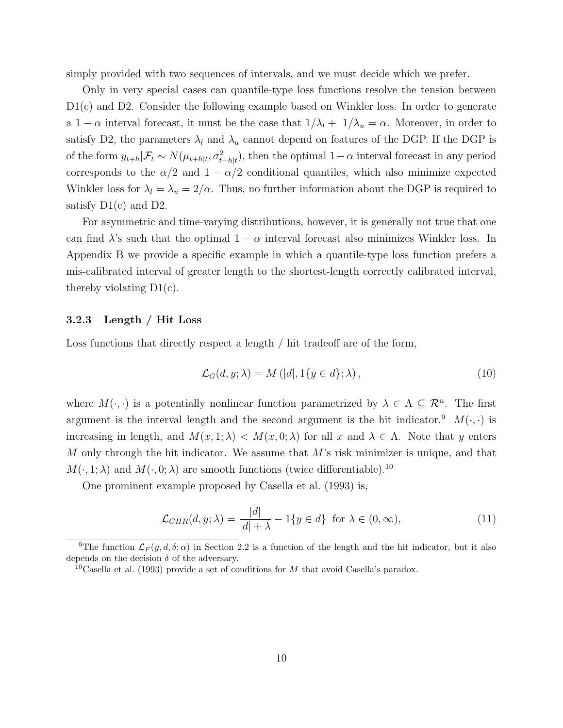simply provided with two sequences of intervals, and we must decide which we prefer.

Only in very special cases can quantile-type loss functions resolve the tension between D1(c) and D2. Consider the following example based on Winkler loss. In order to generate a $1-\alpha$ interval forecast, it must be the case that $1/\lambda_l + 1/\lambda_u = \alpha$. Moreover, in order to satisfy D2, the parameters $\lambda_l$ and $\lambda_u$ cannot depend on features of the DGP. If the DGP is of the form $y_{t+h}|\mathcal{F}_t \sim N(\mu_{t+h|t}, \sigma^2_{t+h|t})$, then the optimal $1-\alpha$ interval forecast in any period corresponds to the $\alpha/2$ and $1-\alpha/2$ conditional quantiles, which also minimize expected Winkler loss for $\lambda_l = \lambda_u = 2/\alpha$. Thus, no further information about the DGP is required to satisfy D1(c) and D2.

For asymmetric and time-varying distributions, however, it is generally not true that one can find $\lambda$'s such that the optimal $1-\alpha$ interval forecast also minimizes Winkler loss. In Appendix B we provide a specific example in which a quantile-type loss function prefers a mis-calibrated interval of greater length to the shortest-length correctly calibrated interval, thereby violating D1(c).

### 3.2.3 Length / Hit Loss

Loss functions that directly respect a length / hit tradeoff are of the form,

$$\mathcal{L}_G(d, y; \lambda) = M\left(|d|, 1\{y \in d\}; \lambda\right), \tag{10}$$

where $M(\cdot,\cdot)$ is a potentially nonlinear function parametrized by $\lambda \in \Lambda \subseteq \mathcal{R}^n$. The first argument is the interval length and the second argument is the hit indicator.[9] $M(\cdot,\cdot)$ is increasing in length, and $M(x, 1; \lambda) < M(x, 0; \lambda)$ for all $x$ and $\lambda \in \Lambda$. Note that $y$ enters $M$ only through the hit indicator. We assume that $M$'s risk minimizer is unique, and that $M(\cdot, 1; \lambda)$ and $M(\cdot, 0; \lambda)$ are smooth functions (twice differentiable).[10]

One prominent example proposed by Casella et al. (1993) is,

$$\mathcal{L}_{CHR}(d, y; \lambda) = \frac{|d|}{|d| + \lambda} - 1\{y \in d\} \text{ for } \lambda \in (0, \infty), \tag{11}$$

[9]The function $\mathcal{L}_F(y, d, \delta; \alpha)$ in Section 2.2 is a function of the length and the hit indicator, but it also depends on the decision $\delta$ of the adversary.

[10]Casella et al. (1993) provide a set of conditions for $M$ that avoid Casella's paradox.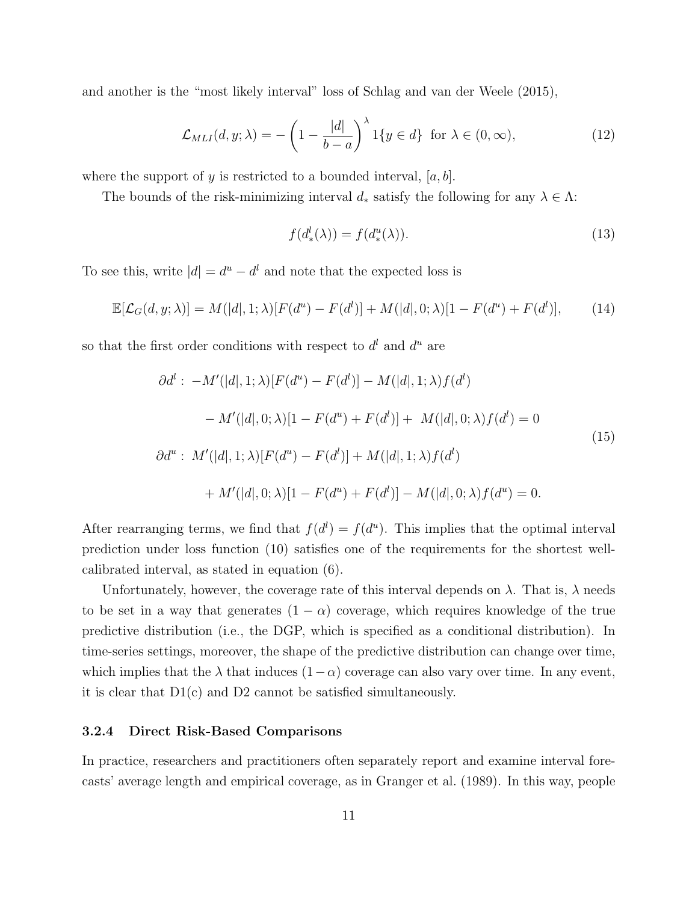and another is the "most likely interval" loss of Schlag and van der Weele (2015),

$$\mathcal{L}_{MLI}(d, y; \lambda) = -\left(1 - \frac{|d|}{b-a}\right)^{\lambda} 1\{y \in d\} \text{ for } \lambda \in (0, \infty), \tag{12}$$

where the support of $y$ is restricted to a bounded interval, $[a, b]$.

The bounds of the risk-minimizing interval $d_*$ satisfy the following for any $\lambda \in \Lambda$:

$$f(d_*^l(\lambda)) = f(d_*^u(\lambda)). \tag{13}$$

To see this, write $|d| = d^u - d^l$ and note that the expected loss is

$$\mathbb{E}[\mathcal{L}_G(d, y; \lambda)] = M(|d|, 1; \lambda)[F(d^u) - F(d^l)] + M(|d|, 0; \lambda)[1 - F(d^u) + F(d^l)], \tag{14}$$

so that the first order conditions with respect to $d^l$ and $d^u$ are

$$\begin{aligned}
\partial d^l :\ & -M'(|d|, 1; \lambda)[F(d^u) - F(d^l)] - M(|d|, 1; \lambda) f(d^l) \\
& - M'(|d|, 0; \lambda)[1 - F(d^u) + F(d^l)] + \ M(|d|, 0; \lambda) f(d^l) = 0 \\
\partial d^u :\ & M'(|d|, 1; \lambda)[F(d^u) - F(d^l)] + M(|d|, 1; \lambda) f(d^l) \\
& + M'(|d|, 0; \lambda)[1 - F(d^u) + F(d^l)] - M(|d|, 0; \lambda) f(d^u) = 0.
\end{aligned} \tag{15}$$

After rearranging terms, we find that $f(d^l) = f(d^u)$. This implies that the optimal interval prediction under loss function (10) satisfies one of the requirements for the shortest well-calibrated interval, as stated in equation (6).

Unfortunately, however, the coverage rate of this interval depends on $\lambda$. That is, $\lambda$ needs to be set in a way that generates $(1 - \alpha)$ coverage, which requires knowledge of the true predictive distribution (i.e., the DGP, which is specified as a conditional distribution). In time-series settings, moreover, the shape of the predictive distribution can change over time, which implies that the $\lambda$ that induces $(1 - \alpha)$ coverage can also vary over time. In any event, it is clear that D1(c) and D2 cannot be satisfied simultaneously.

#### 3.2.4 Direct Risk-Based Comparisons

In practice, researchers and practitioners often separately report and examine interval forecasts' average length and empirical coverage, as in Granger et al. (1989). In this way, people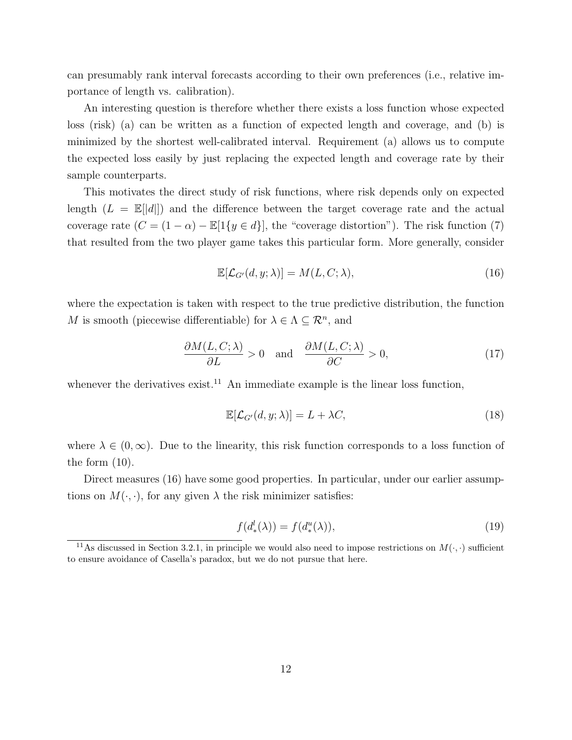can presumably rank interval forecasts according to their own preferences (i.e., relative importance of length vs. calibration).

An interesting question is therefore whether there exists a loss function whose expected loss (risk) (a) can be written as a function of expected length and coverage, and (b) is minimized by the shortest well-calibrated interval. Requirement (a) allows us to compute the expected loss easily by just replacing the expected length and coverage rate by their sample counterparts.

This motivates the direct study of risk functions, where risk depends only on expected length ($L = \mathbb{E}[|d|]$) and the difference between the target coverage rate and the actual coverage rate ($C = (1-\alpha) - \mathbb{E}[1\{y \in d\}]$, the "coverage distortion"). The risk function (7) that resulted from the two player game takes this particular form. More generally, consider

$$\mathbb{E}[\mathcal{L}_{G'}(d, y; \lambda)] = M(L, C; \lambda), \tag{16}$$

where the expectation is taken with respect to the true predictive distribution, the function $M$ is smooth (piecewise differentiable) for $\lambda \in \Lambda \subseteq \mathcal{R}^n$, and

$$\frac{\partial M(L, C; \lambda)}{\partial L} > 0 \quad \text{and} \quad \frac{\partial M(L, C; \lambda)}{\partial C} > 0, \tag{17}$$

whenever the derivatives exist.[11] An immediate example is the linear loss function,

$$\mathbb{E}[\mathcal{L}_{G'}(d, y; \lambda)] = L + \lambda C, \tag{18}$$

where $\lambda \in (0, \infty)$. Due to the linearity, this risk function corresponds to a loss function of the form (10).

Direct measures (16) have some good properties. In particular, under our earlier assumptions on $M(\cdot, \cdot)$, for any given $\lambda$ the risk minimizer satisfies:

$$f(d_*^l(\lambda)) = f(d_*^u(\lambda)), \tag{19}$$

[11] As discussed in Section 3.2.1, in principle we would also need to impose restrictions on $M(\cdot, \cdot)$ sufficient to ensure avoidance of Casella's paradox, but we do not pursue that here.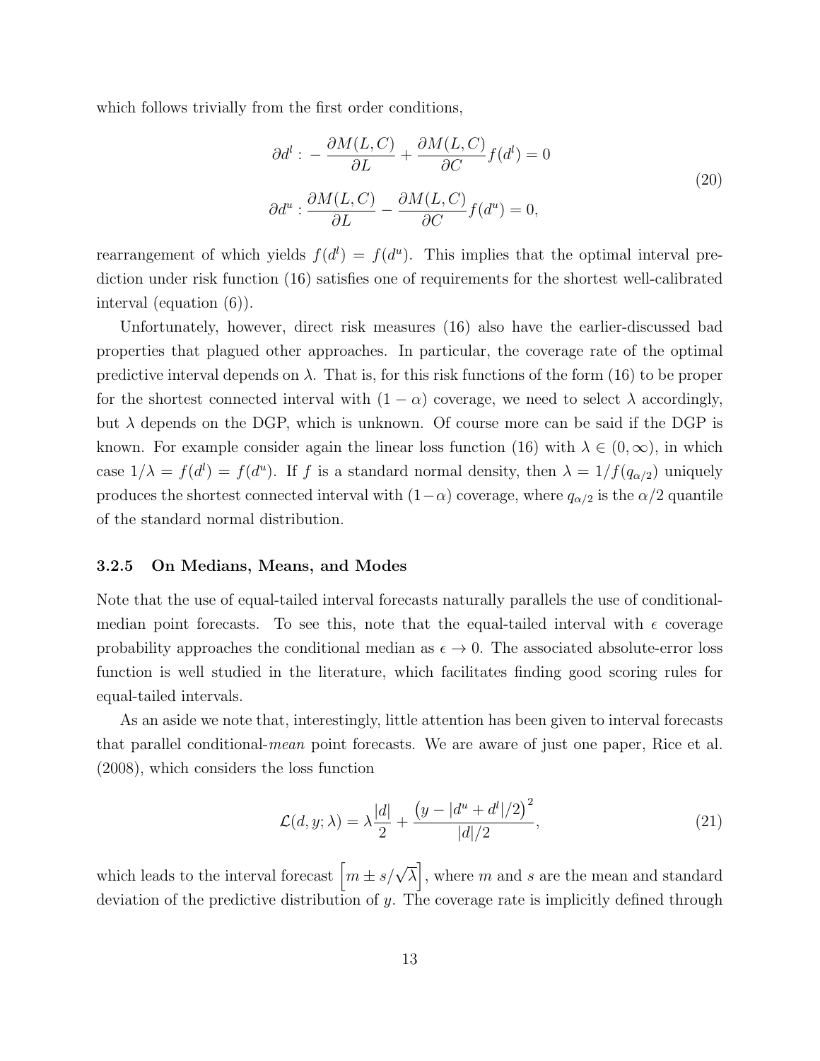which follows trivially from the first order conditions,

$$
\begin{aligned}
\partial d^l &: -\frac{\partial M(L,C)}{\partial L} + \frac{\partial M(L,C)}{\partial C} f(d^l) = 0 \\
\partial d^u &: \frac{\partial M(L,C)}{\partial L} - \frac{\partial M(L,C)}{\partial C} f(d^u) = 0,
\end{aligned}
\tag{20}
$$

rearrangement of which yields $f(d^l) = f(d^u)$. This implies that the optimal interval prediction under risk function (16) satisfies one of requirements for the shortest well-calibrated interval (equation (6)).

Unfortunately, however, direct risk measures (16) also have the earlier-discussed bad properties that plagued other approaches. In particular, the coverage rate of the optimal predictive interval depends on $\lambda$. That is, for this risk functions of the form (16) to be proper for the shortest connected interval with $(1-\alpha)$ coverage, we need to select $\lambda$ accordingly, but $\lambda$ depends on the DGP, which is unknown. Of course more can be said if the DGP is known. For example consider again the linear loss function (16) with $\lambda \in (0, \infty)$, in which case $1/\lambda = f(d^l) = f(d^u)$. If $f$ is a standard normal density, then $\lambda = 1/f(q_{\alpha/2})$ uniquely produces the shortest connected interval with $(1-\alpha)$ coverage, where $q_{\alpha/2}$ is the $\alpha/2$ quantile of the standard normal distribution.

#### 3.2.5 On Medians, Means, and Modes

Note that the use of equal-tailed interval forecasts naturally parallels the use of conditional-median point forecasts. To see this, note that the equal-tailed interval with $\epsilon$ coverage probability approaches the conditional median as $\epsilon \to 0$. The associated absolute-error loss function is well studied in the literature, which facilitates finding good scoring rules for equal-tailed intervals.

As an aside we note that, interestingly, little attention has been given to interval forecasts that parallel conditional-*mean* point forecasts. We are aware of just one paper, Rice et al. (2008), which considers the loss function

$$
\mathcal{L}(d, y; \lambda) = \lambda \frac{|d|}{2} + \frac{\left(y - |d^u + d^l|/2\right)^2}{|d|/2}, \tag{21}
$$

which leads to the interval forecast $\left[m \pm s/\sqrt{\lambda}\right]$, where $m$ and $s$ are the mean and standard deviation of the predictive distribution of $y$. The coverage rate is implicitly defined through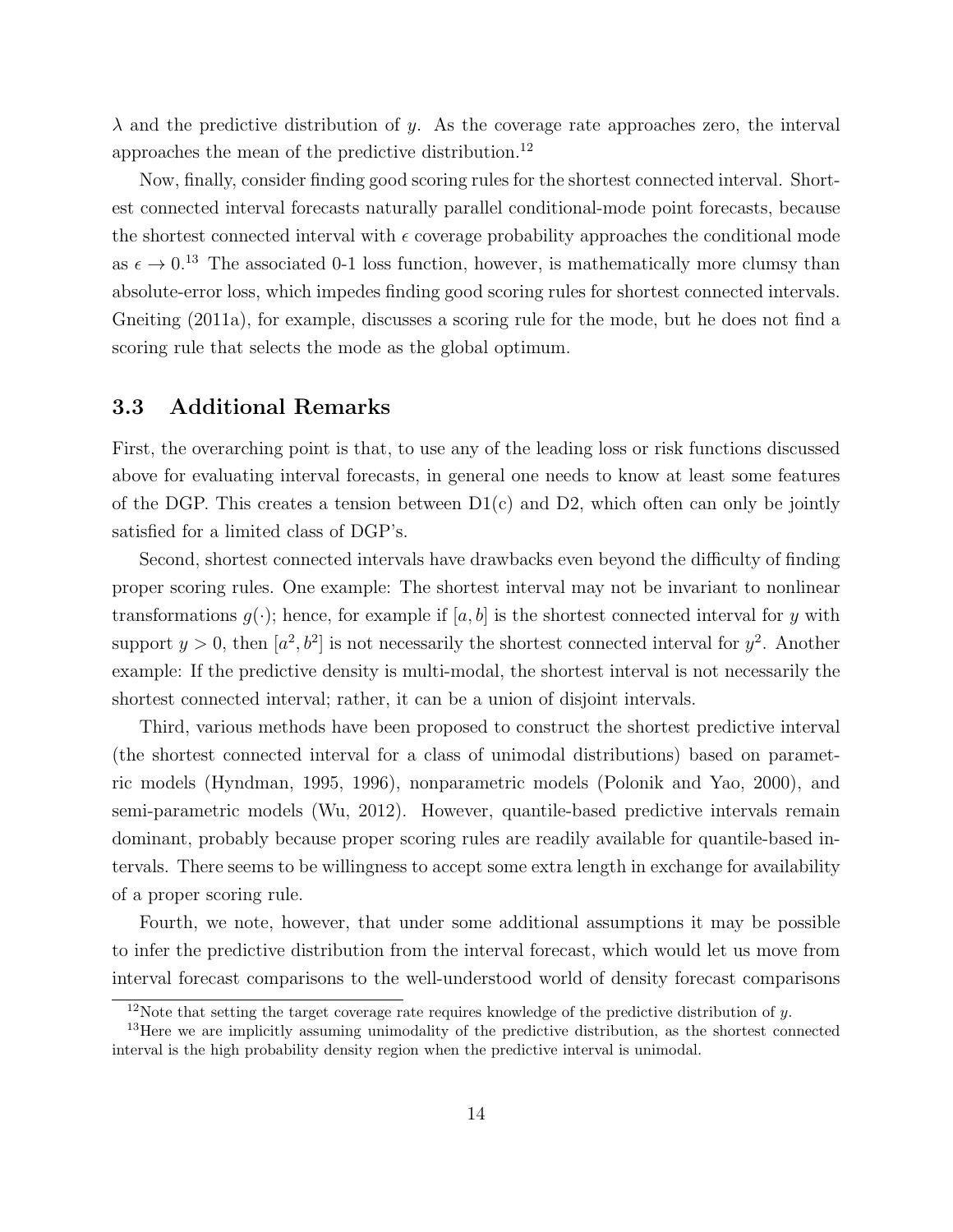$\lambda$ and the predictive distribution of $y$. As the coverage rate approaches zero, the interval approaches the mean of the predictive distribution.[12]

Now, finally, consider finding good scoring rules for the shortest connected interval. Shortest connected interval forecasts naturally parallel conditional-mode point forecasts, because the shortest connected interval with $\epsilon$ coverage probability approaches the conditional mode as $\epsilon \to 0$.[13] The associated 0-1 loss function, however, is mathematically more clumsy than absolute-error loss, which impedes finding good scoring rules for shortest connected intervals. Gneiting (2011a), for example, discusses a scoring rule for the mode, but he does not find a scoring rule that selects the mode as the global optimum.

### 3.3 Additional Remarks

First, the overarching point is that, to use any of the leading loss or risk functions discussed above for evaluating interval forecasts, in general one needs to know at least some features of the DGP. This creates a tension between D1(c) and D2, which often can only be jointly satisfied for a limited class of DGP's.

Second, shortest connected intervals have drawbacks even beyond the difficulty of finding proper scoring rules. One example: The shortest interval may not be invariant to nonlinear transformations $g(\cdot)$; hence, for example if $[a, b]$ is the shortest connected interval for $y$ with support $y > 0$, then $[a^2, b^2]$ is not necessarily the shortest connected interval for $y^2$. Another example: If the predictive density is multi-modal, the shortest interval is not necessarily the shortest connected interval; rather, it can be a union of disjoint intervals.

Third, various methods have been proposed to construct the shortest predictive interval (the shortest connected interval for a class of unimodal distributions) based on parametric models (Hyndman, 1995, 1996), nonparametric models (Polonik and Yao, 2000), and semi-parametric models (Wu, 2012). However, quantile-based predictive intervals remain dominant, probably because proper scoring rules are readily available for quantile-based intervals. There seems to be willingness to accept some extra length in exchange for availability of a proper scoring rule.

Fourth, we note, however, that under some additional assumptions it may be possible to infer the predictive distribution from the interval forecast, which would let us move from interval forecast comparisons to the well-understood world of density forecast comparisons

[12] Note that setting the target coverage rate requires knowledge of the predictive distribution of $y$.

[13] Here we are implicitly assuming unimodality of the predictive distribution, as the shortest connected interval is the high probability density region when the predictive interval is unimodal.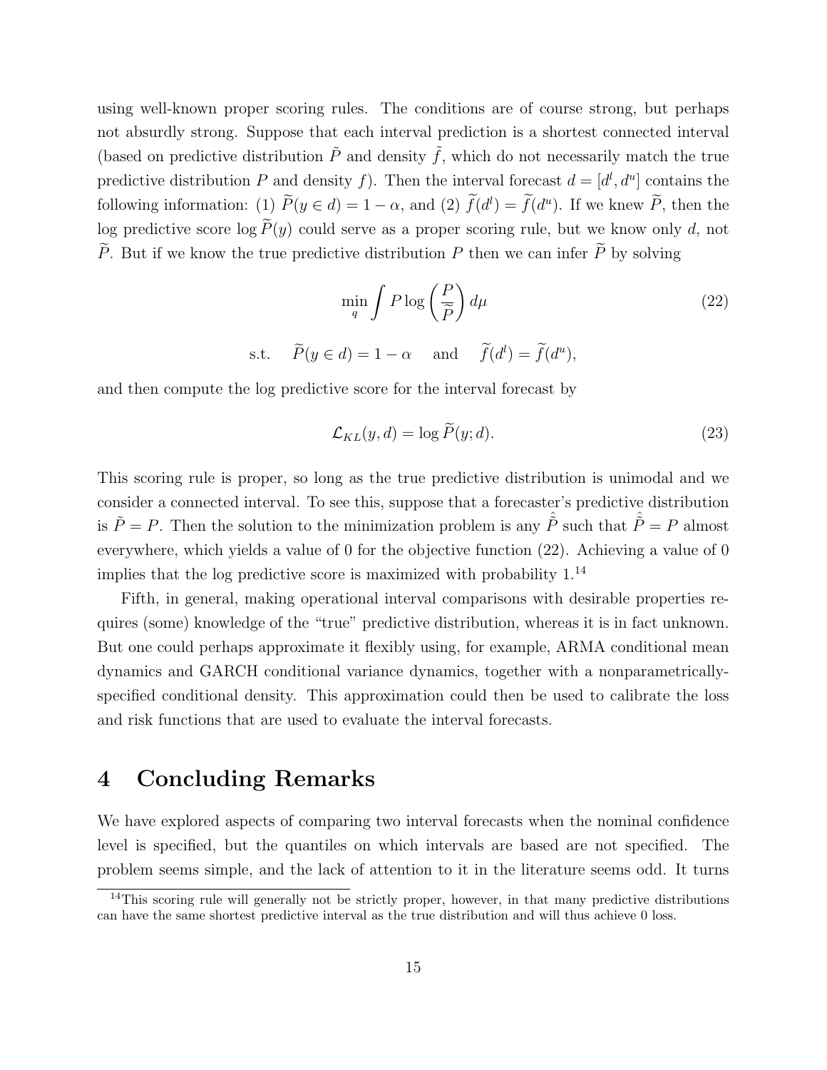using well-known proper scoring rules. The conditions are of course strong, but perhaps not absurdly strong. Suppose that each interval prediction is a shortest connected interval (based on predictive distribution $\tilde{P}$ and density $\tilde{f}$, which do not necessarily match the true predictive distribution $P$ and density $f$). Then the interval forecast $d = [d^l, d^u]$ contains the following information: (1) $\widetilde{P}(y \in d) = 1 - \alpha$, and (2) $\widetilde{f}(d^l) = \widetilde{f}(d^u)$. If we knew $\widetilde{P}$, then the log predictive score $\log \widetilde{P}(y)$ could serve as a proper scoring rule, but we know only $d$, not $\widetilde{P}$. But if we know the true predictive distribution $P$ then we can infer $\widetilde{P}$ by solving

$$\min_q \int P \log \left( \frac{P}{\widetilde{\widetilde{P}}} \right) d\mu \tag{22}$$

$$\text{s.t.} \quad \widetilde{P}(y \in d) = 1 - \alpha \quad \text{and} \quad \widetilde{f}(d^l) = \widetilde{f}(d^u),$$

and then compute the log predictive score for the interval forecast by

$$\mathcal{L}_{KL}(y, d) = \log \widetilde{P}(y; d). \tag{23}$$

This scoring rule is proper, so long as the true predictive distribution is unimodal and we consider a connected interval. To see this, suppose that a forecaster's predictive distribution is $\tilde{P} = P$. Then the solution to the minimization problem is any $\hat{\tilde{P}}$ such that $\hat{\tilde{P}} = P$ almost everywhere, which yields a value of 0 for the objective function (22). Achieving a value of 0 implies that the log predictive score is maximized with probability 1.[14]

Fifth, in general, making operational interval comparisons with desirable properties requires (some) knowledge of the "true" predictive distribution, whereas it is in fact unknown. But one could perhaps approximate it flexibly using, for example, ARMA conditional mean dynamics and GARCH conditional variance dynamics, together with a nonparametrically-specified conditional density. This approximation could then be used to calibrate the loss and risk functions that are used to evaluate the interval forecasts.

# 4 Concluding Remarks

We have explored aspects of comparing two interval forecasts when the nominal confidence level is specified, but the quantiles on which intervals are based are not specified. The problem seems simple, and the lack of attention to it in the literature seems odd. It turns

[14] This scoring rule will generally not be strictly proper, however, in that many predictive distributions can have the same shortest predictive interval as the true distribution and will thus achieve 0 loss.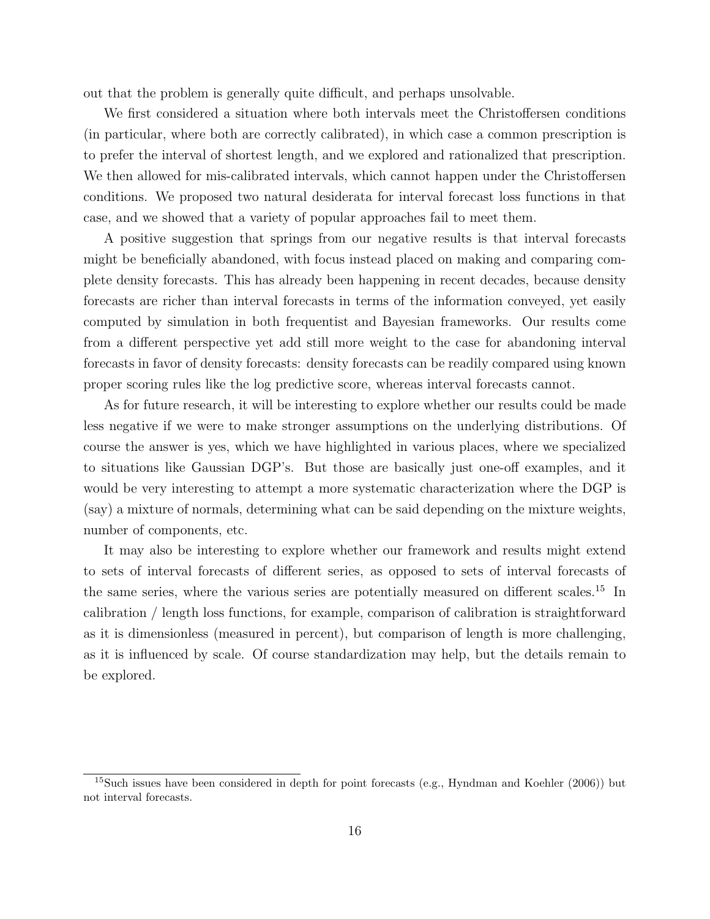out that the problem is generally quite difficult, and perhaps unsolvable.

We first considered a situation where both intervals meet the Christoffersen conditions (in particular, where both are correctly calibrated), in which case a common prescription is to prefer the interval of shortest length, and we explored and rationalized that prescription. We then allowed for mis-calibrated intervals, which cannot happen under the Christoffersen conditions. We proposed two natural desiderata for interval forecast loss functions in that case, and we showed that a variety of popular approaches fail to meet them.

A positive suggestion that springs from our negative results is that interval forecasts might be beneficially abandoned, with focus instead placed on making and comparing complete density forecasts. This has already been happening in recent decades, because density forecasts are richer than interval forecasts in terms of the information conveyed, yet easily computed by simulation in both frequentist and Bayesian frameworks. Our results come from a different perspective yet add still more weight to the case for abandoning interval forecasts in favor of density forecasts: density forecasts can be readily compared using known proper scoring rules like the log predictive score, whereas interval forecasts cannot.

As for future research, it will be interesting to explore whether our results could be made less negative if we were to make stronger assumptions on the underlying distributions. Of course the answer is yes, which we have highlighted in various places, where we specialized to situations like Gaussian DGP's. But those are basically just one-off examples, and it would be very interesting to attempt a more systematic characterization where the DGP is (say) a mixture of normals, determining what can be said depending on the mixture weights, number of components, etc.

It may also be interesting to explore whether our framework and results might extend to sets of interval forecasts of different series, as opposed to sets of interval forecasts of the same series, where the various series are potentially measured on different scales.[15] In calibration / length loss functions, for example, comparison of calibration is straightforward as it is dimensionless (measured in percent), but comparison of length is more challenging, as it is influenced by scale. Of course standardization may help, but the details remain to be explored.

[15] Such issues have been considered in depth for point forecasts (e.g., Hyndman and Koehler (2006)) but not interval forecasts.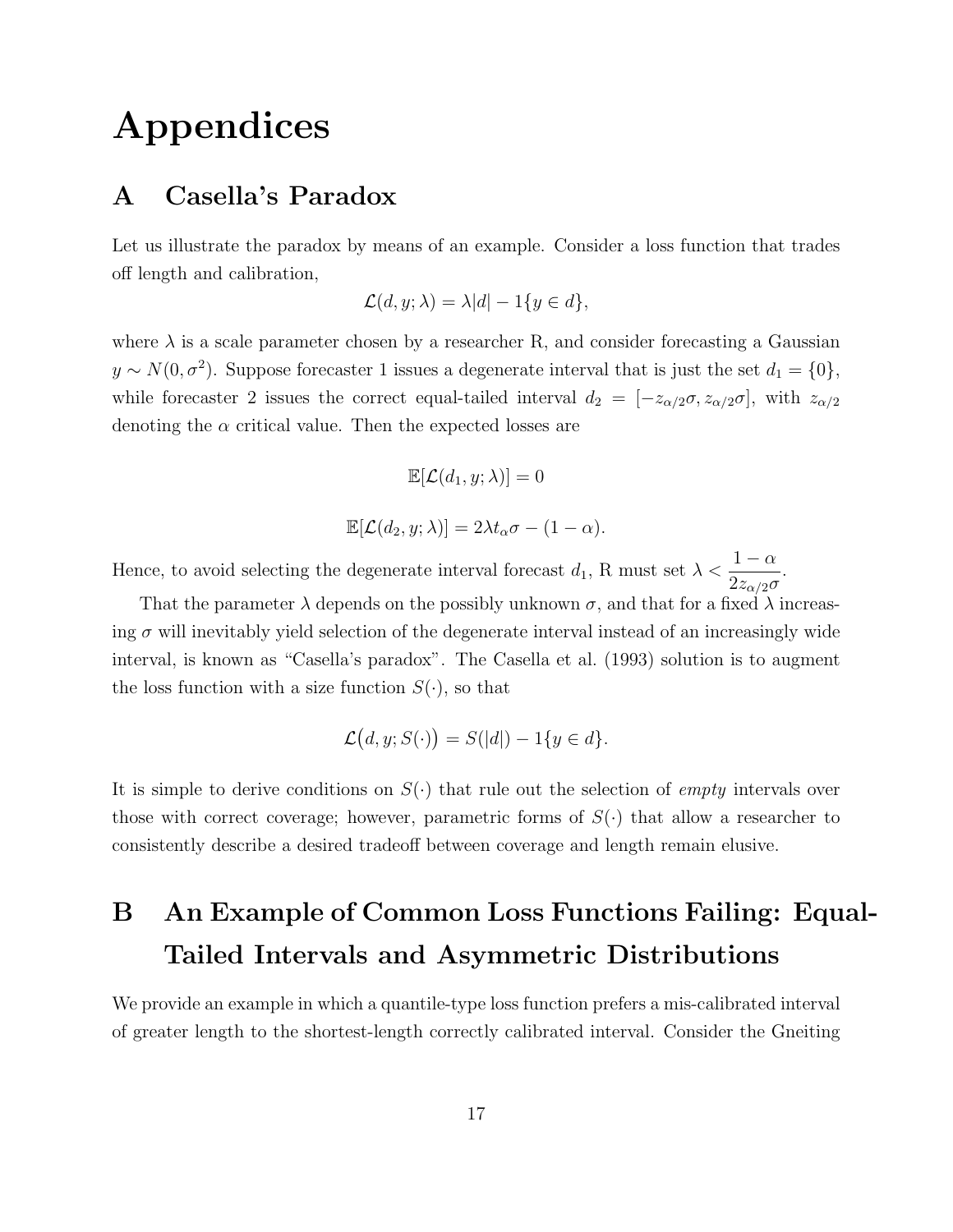# Appendices

## A Casella's Paradox

Let us illustrate the paradox by means of an example. Consider a loss function that trades off length and calibration,

$$\mathcal{L}(d, y; \lambda) = \lambda |d| - 1\{y \in d\},$$

where $\lambda$ is a scale parameter chosen by a researcher R, and consider forecasting a Gaussian $y \sim N(0, \sigma^2)$. Suppose forecaster 1 issues a degenerate interval that is just the set $d_1 = \{0\}$, while forecaster 2 issues the correct equal-tailed interval $d_2 = [-z_{\alpha/2}\sigma, z_{\alpha/2}\sigma]$, with $z_{\alpha/2}$ denoting the $\alpha$ critical value. Then the expected losses are

$$\mathbb{E}[\mathcal{L}(d_1, y; \lambda)] = 0$$

$$\mathbb{E}[\mathcal{L}(d_2, y; \lambda)] = 2\lambda t_\alpha \sigma - (1 - \alpha).$$

Hence, to avoid selecting the degenerate interval forecast $d_1$, R must set $\lambda < \dfrac{1-\alpha}{2z_{\alpha/2}\sigma}$.

That the parameter $\lambda$ depends on the possibly unknown $\sigma$, and that for a fixed $\lambda$ increasing $\sigma$ will inevitably yield selection of the degenerate interval instead of an increasingly wide interval, is known as "Casella's paradox". The Casella et al. (1993) solution is to augment the loss function with a size function $S(\cdot)$, so that

$$\mathcal{L}\big(d, y; S(\cdot)\big) = S(|d|) - 1\{y \in d\}.$$

It is simple to derive conditions on $S(\cdot)$ that rule out the selection of *empty* intervals over those with correct coverage; however, parametric forms of $S(\cdot)$ that allow a researcher to consistently describe a desired tradeoff between coverage and length remain elusive.

## B An Example of Common Loss Functions Failing: Equal-Tailed Intervals and Asymmetric Distributions

We provide an example in which a quantile-type loss function prefers a mis-calibrated interval of greater length to the shortest-length correctly calibrated interval. Consider the Gneiting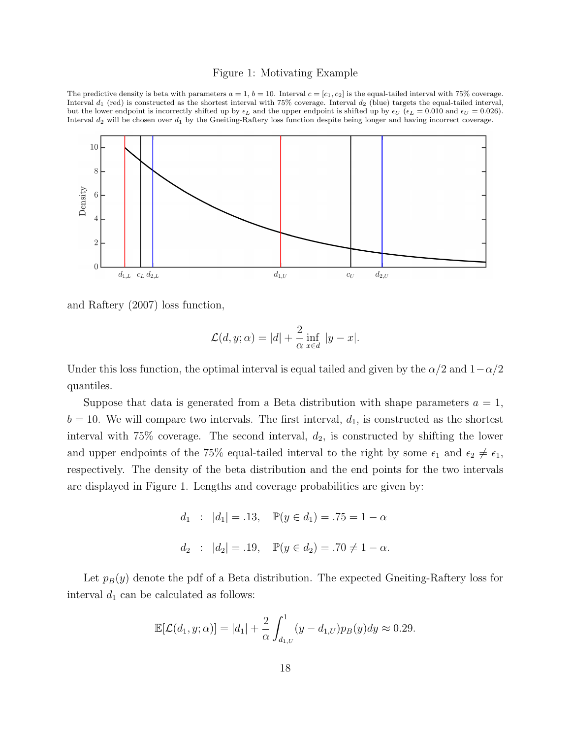Figure 1: Motivating Example

The predictive density is beta with parameters $a = 1$, $b = 10$. Interval $c = [c_1, c_2]$ is the equal-tailed interval with 75% coverage. Interval $d_1$ (red) is constructed as the shortest interval with 75% coverage. Interval $d_2$ (blue) targets the equal-tailed interval, but the lower endpoint is incorrectly shifted up by $\epsilon_L$ and the upper endpoint is shifted up by $\epsilon_U$ ($\epsilon_L = 0.010$ and $\epsilon_U = 0.026$). Interval $d_2$ will be chosen over $d_1$ by the Gneiting-Raftery loss function despite being longer and having incorrect coverage.

and Raftery (2007) loss function,

$$\mathcal{L}(d, y; \alpha) = |d| + \frac{2}{\alpha} \inf_{x \in d} |y - x|.$$

Under this loss function, the optimal interval is equal tailed and given by the $\alpha/2$ and $1-\alpha/2$ quantiles.

Suppose that data is generated from a Beta distribution with shape parameters $a = 1$, $b = 10$. We will compare two intervals. The first interval, $d_1$, is constructed as the shortest interval with 75% coverage. The second interval, $d_2$, is constructed by shifting the lower and upper endpoints of the 75% equal-tailed interval to the right by some $\epsilon_1$ and $\epsilon_2 \neq \epsilon_1$, respectively. The density of the beta distribution and the end points for the two intervals are displayed in Figure 1. Lengths and coverage probabilities are given by:

$$d_1 \quad : \quad |d_1| = .13, \quad \mathbb{P}(y \in d_1) = .75 = 1 - \alpha$$

$$d_2 \quad : \quad |d_2| = .19, \quad \mathbb{P}(y \in d_2) = .70 \neq 1 - \alpha.$$

Let $p_B(y)$ denote the pdf of a Beta distribution. The expected Gneiting-Raftery loss for interval $d_1$ can be calculated as follows:

$$\mathbb{E}[\mathcal{L}(d_1, y; \alpha)] = |d_1| + \frac{2}{\alpha} \int_{d_{1,U}}^{1} (y - d_{1,U}) p_B(y) dy \approx 0.29.$$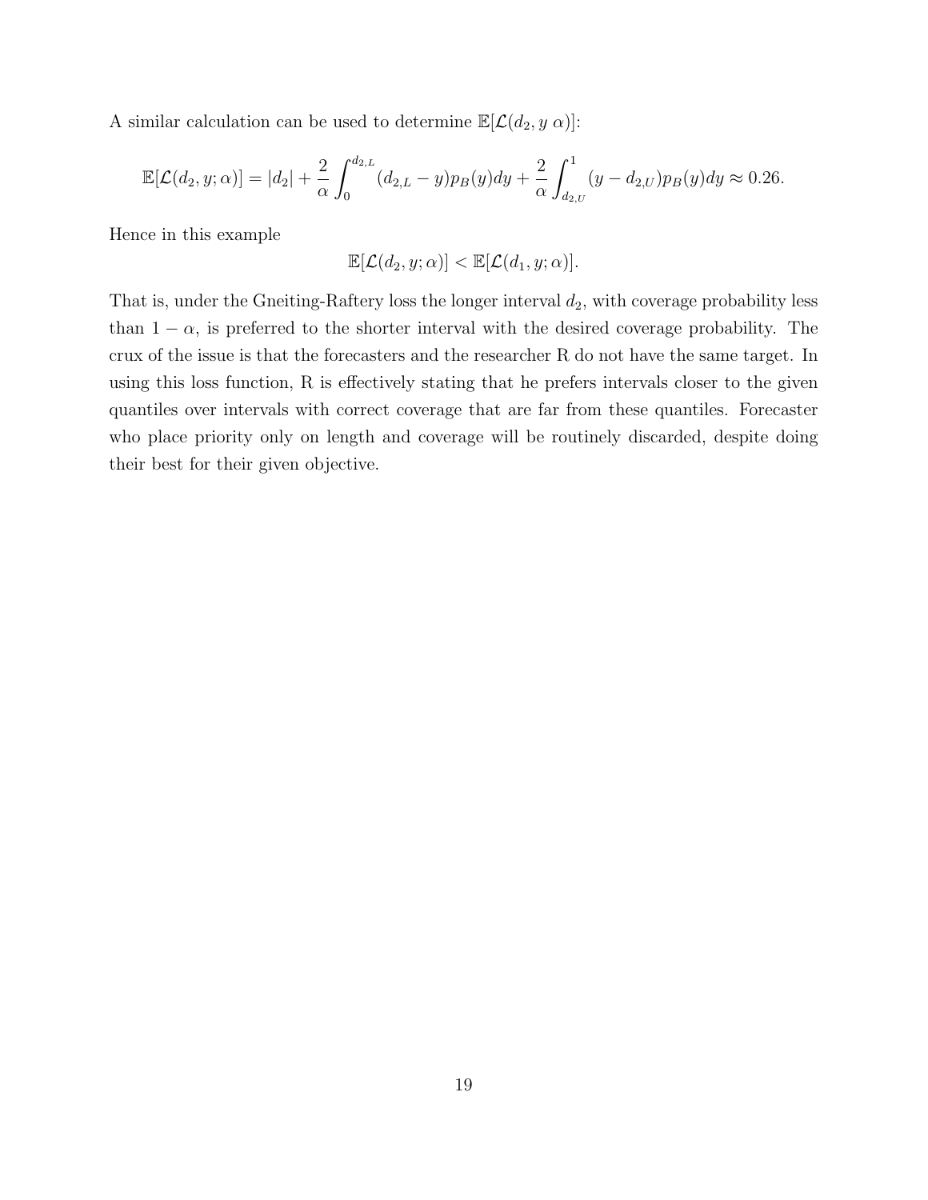A similar calculation can be used to determine $\mathbb{E}[\mathcal{L}(d_2, y\ \alpha)]$:

$$\mathbb{E}[\mathcal{L}(d_2, y; \alpha)] = |d_2| + \frac{2}{\alpha}\int_0^{d_{2,L}} (d_{2,L} - y)p_B(y)dy + \frac{2}{\alpha}\int_{d_{2,U}}^1 (y - d_{2,U})p_B(y)dy \approx 0.26.$$

Hence in this example

$$\mathbb{E}[\mathcal{L}(d_2, y; \alpha)] < \mathbb{E}[\mathcal{L}(d_1, y; \alpha)].$$

That is, under the Gneiting-Raftery loss the longer interval $d_2$, with coverage probability less than $1 - \alpha$, is preferred to the shorter interval with the desired coverage probability. The crux of the issue is that the forecasters and the researcher R do not have the same target. In using this loss function, R is effectively stating that he prefers intervals closer to the given quantiles over intervals with correct coverage that are far from these quantiles. Forecaster who place priority only on length and coverage will be routinely discarded, despite doing their best for their given objective.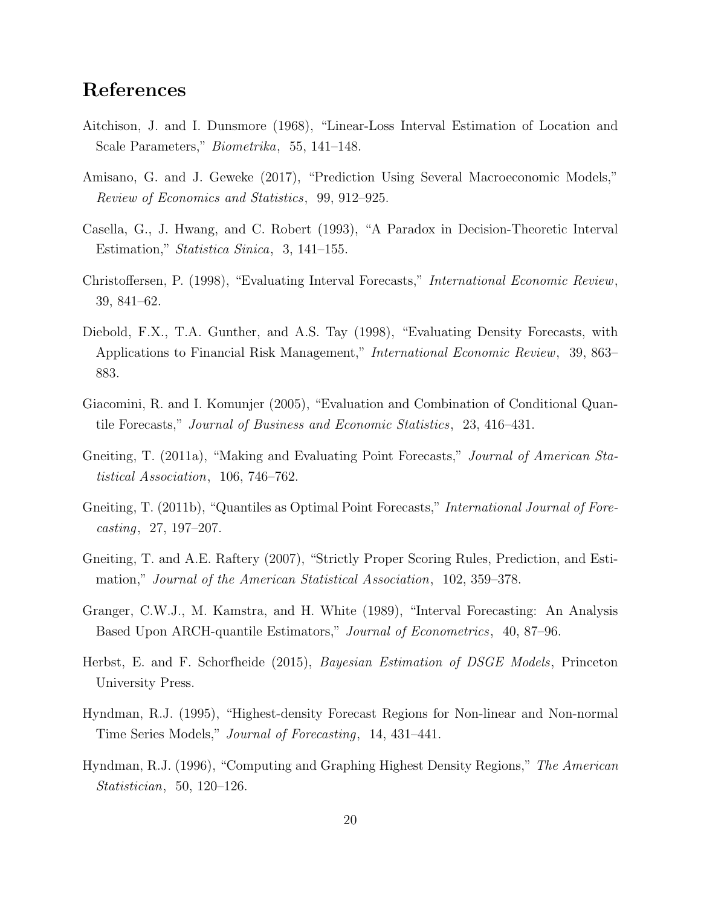## References

Aitchison, J. and I. Dunsmore (1968), "Linear-Loss Interval Estimation of Location and Scale Parameters," *Biometrika*, 55, 141–148.

Amisano, G. and J. Geweke (2017), "Prediction Using Several Macroeconomic Models," *Review of Economics and Statistics*, 99, 912–925.

Casella, G., J. Hwang, and C. Robert (1993), "A Paradox in Decision-Theoretic Interval Estimation," *Statistica Sinica*, 3, 141–155.

Christoffersen, P. (1998), "Evaluating Interval Forecasts," *International Economic Review*, 39, 841–62.

Diebold, F.X., T.A. Gunther, and A.S. Tay (1998), "Evaluating Density Forecasts, with Applications to Financial Risk Management," *International Economic Review*, 39, 863–883.

Giacomini, R. and I. Komunjer (2005), "Evaluation and Combination of Conditional Quantile Forecasts," *Journal of Business and Economic Statistics*, 23, 416–431.

Gneiting, T. (2011a), "Making and Evaluating Point Forecasts," *Journal of American Statistical Association*, 106, 746–762.

Gneiting, T. (2011b), "Quantiles as Optimal Point Forecasts," *International Journal of Forecasting*, 27, 197–207.

Gneiting, T. and A.E. Raftery (2007), "Strictly Proper Scoring Rules, Prediction, and Estimation," *Journal of the American Statistical Association*, 102, 359–378.

Granger, C.W.J., M. Kamstra, and H. White (1989), "Interval Forecasting: An Analysis Based Upon ARCH-quantile Estimators," *Journal of Econometrics*, 40, 87–96.

Herbst, E. and F. Schorfheide (2015), *Bayesian Estimation of DSGE Models*, Princeton University Press.

Hyndman, R.J. (1995), "Highest-density Forecast Regions for Non-linear and Non-normal Time Series Models," *Journal of Forecasting*, 14, 431–441.

Hyndman, R.J. (1996), "Computing and Graphing Highest Density Regions," *The American Statistician*, 50, 120–126.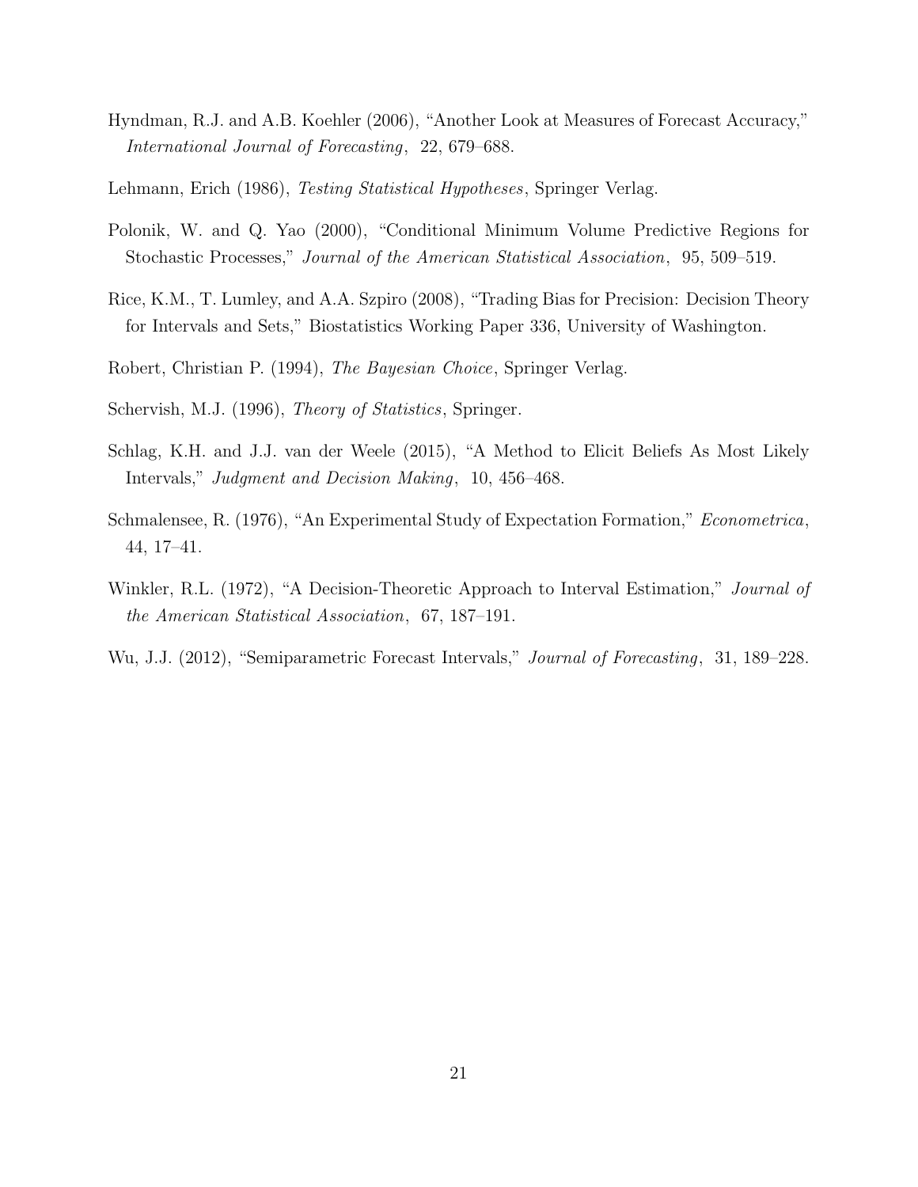Hyndman, R.J. and A.B. Koehler (2006), "Another Look at Measures of Forecast Accuracy," *International Journal of Forecasting*, 22, 679–688.

Lehmann, Erich (1986), *Testing Statistical Hypotheses*, Springer Verlag.

Polonik, W. and Q. Yao (2000), "Conditional Minimum Volume Predictive Regions for Stochastic Processes," *Journal of the American Statistical Association*, 95, 509–519.

Rice, K.M., T. Lumley, and A.A. Szpiro (2008), "Trading Bias for Precision: Decision Theory for Intervals and Sets," Biostatistics Working Paper 336, University of Washington.

Robert, Christian P. (1994), *The Bayesian Choice*, Springer Verlag.

Schervish, M.J. (1996), *Theory of Statistics*, Springer.

Schlag, K.H. and J.J. van der Weele (2015), "A Method to Elicit Beliefs As Most Likely Intervals," *Judgment and Decision Making*, 10, 456–468.

Schmalensee, R. (1976), "An Experimental Study of Expectation Formation," *Econometrica*, 44, 17–41.

Winkler, R.L. (1972), "A Decision-Theoretic Approach to Interval Estimation," *Journal of the American Statistical Association*, 67, 187–191.

Wu, J.J. (2012), "Semiparametric Forecast Intervals," *Journal of Forecasting*, 31, 189–228.